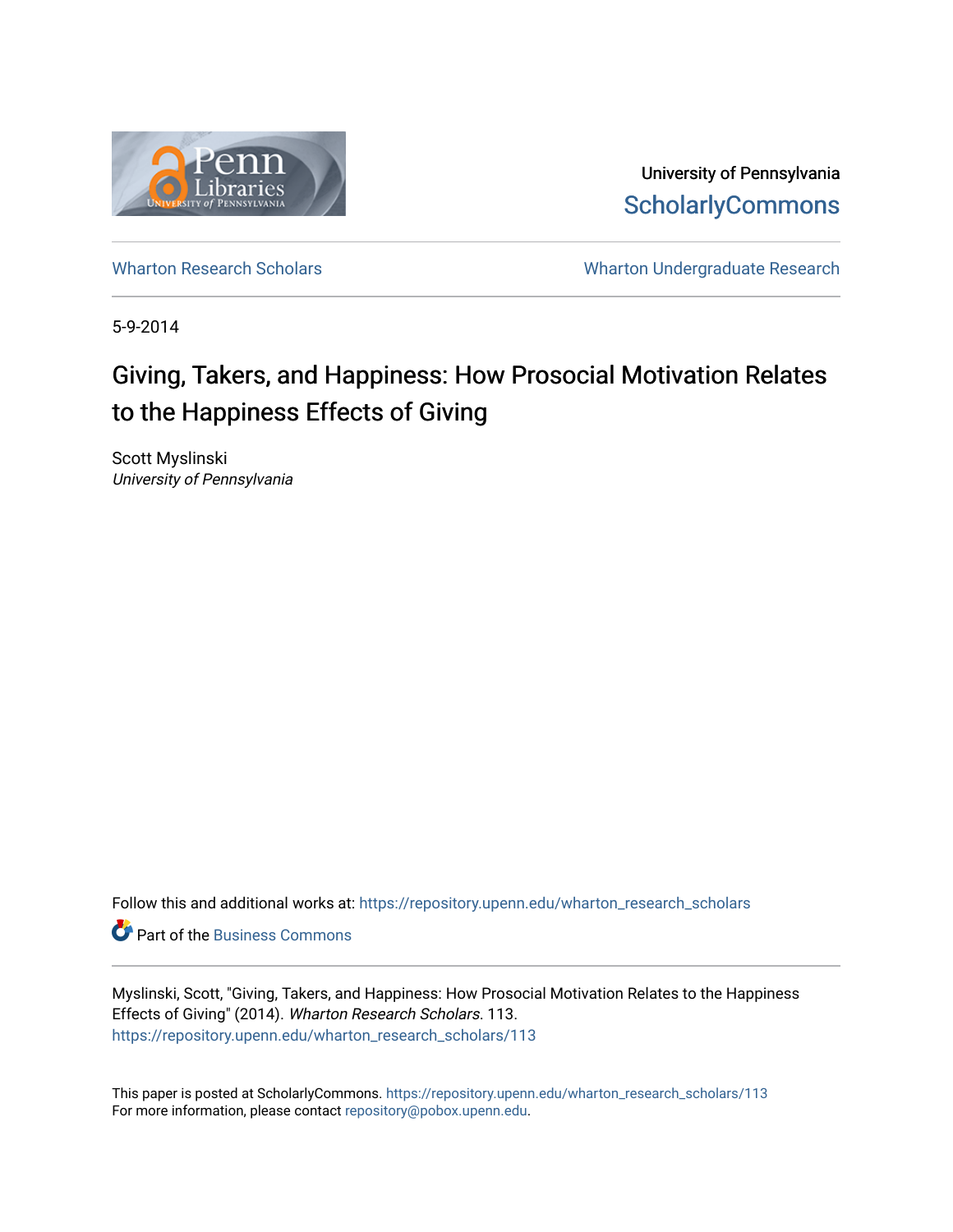University of Pennsylvania
ScholarlyCommons

Wharton Research Scholars

Wharton Undergraduate Research

5-9-2014

# Giving, Takers, and Happiness: How Prosocial Motivation Relates to the Happiness Effects of Giving

Scott Myslinski
*University of Pennsylvania*

Follow this and additional works at: https://repository.upenn.edu/wharton_research_scholars

Part of the Business Commons

Myslinski, Scott, "Giving, Takers, and Happiness: How Prosocial Motivation Relates to the Happiness Effects of Giving" (2014). *Wharton Research Scholars*. 113.
https://repository.upenn.edu/wharton_research_scholars/113

This paper is posted at ScholarlyCommons. https://repository.upenn.edu/wharton_research_scholars/113
For more information, please contact repository@pobox.upenn.edu.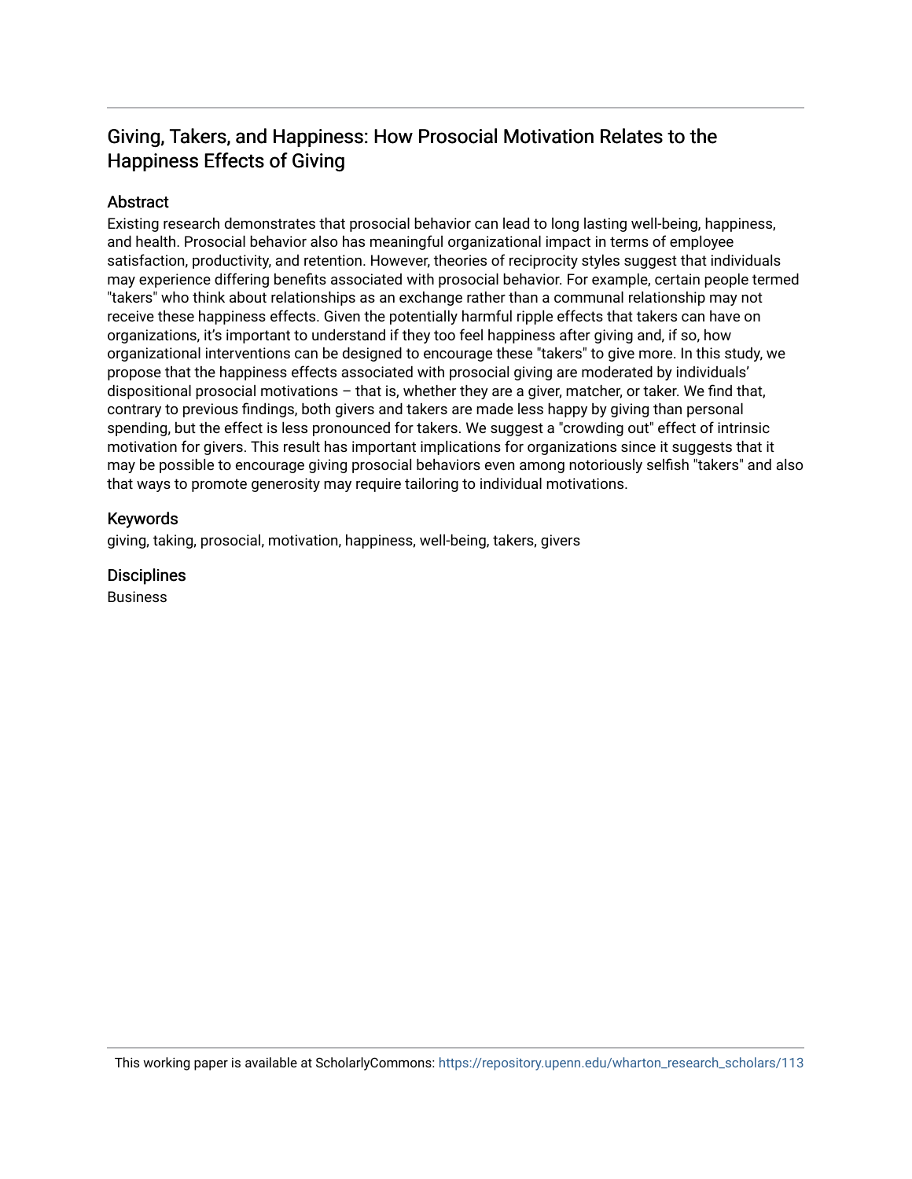## Giving, Takers, and Happiness: How Prosocial Motivation Relates to the Happiness Effects of Giving

### Abstract

Existing research demonstrates that prosocial behavior can lead to long lasting well-being, happiness, and health. Prosocial behavior also has meaningful organizational impact in terms of employee satisfaction, productivity, and retention. However, theories of reciprocity styles suggest that individuals may experience differing benefits associated with prosocial behavior. For example, certain people termed "takers" who think about relationships as an exchange rather than a communal relationship may not receive these happiness effects. Given the potentially harmful ripple effects that takers can have on organizations, it's important to understand if they too feel happiness after giving and, if so, how organizational interventions can be designed to encourage these "takers" to give more. In this study, we propose that the happiness effects associated with prosocial giving are moderated by individuals' dispositional prosocial motivations – that is, whether they are a giver, matcher, or taker. We find that, contrary to previous findings, both givers and takers are made less happy by giving than personal spending, but the effect is less pronounced for takers. We suggest a "crowding out" effect of intrinsic motivation for givers. This result has important implications for organizations since it suggests that it may be possible to encourage giving prosocial behaviors even among notoriously selfish "takers" and also that ways to promote generosity may require tailoring to individual motivations.

### Keywords

giving, taking, prosocial, motivation, happiness, well-being, takers, givers

### Disciplines

Business

This working paper is available at ScholarlyCommons: https://repository.upenn.edu/wharton_research_scholars/113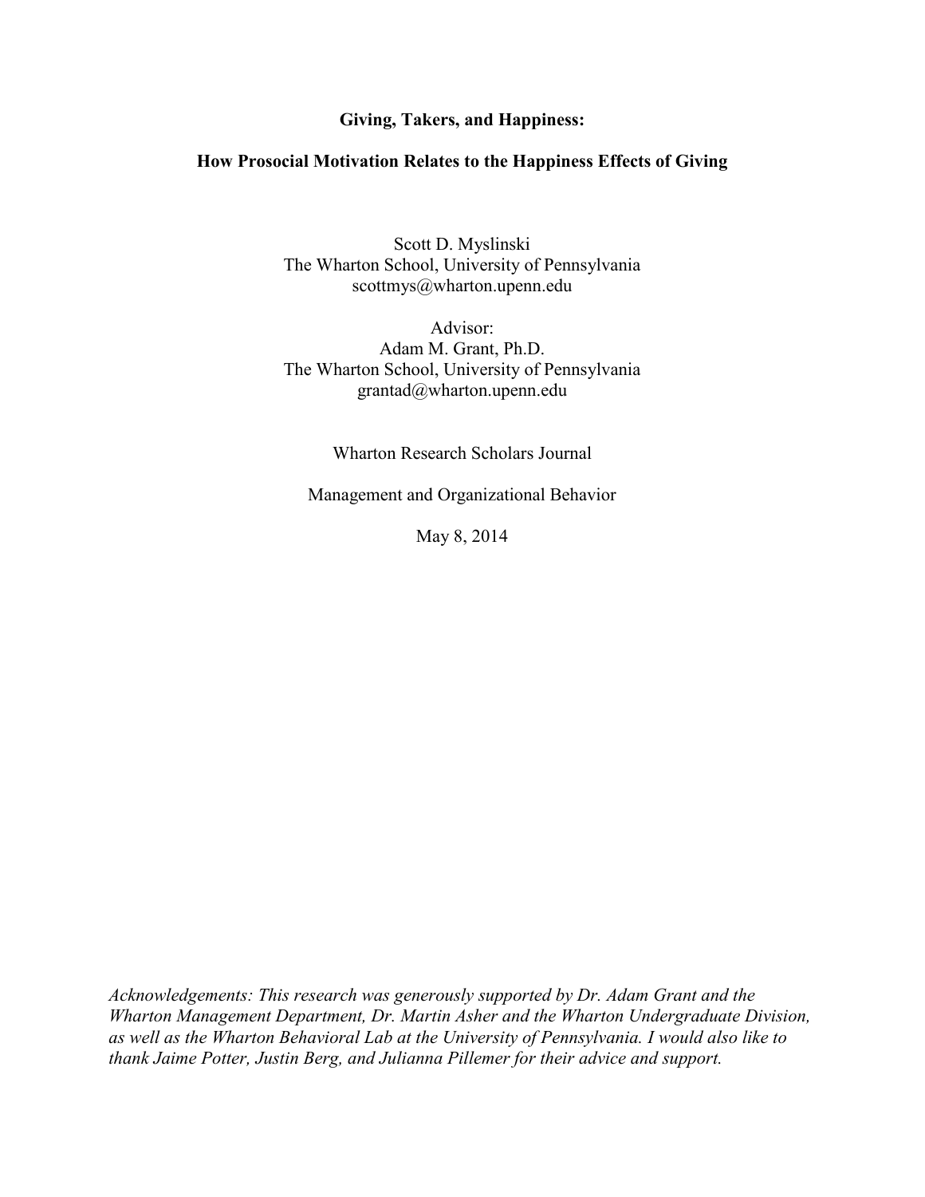**Giving, Takers, and Happiness:**

**How Prosocial Motivation Relates to the Happiness Effects of Giving**

Scott D. Myslinski
The Wharton School, University of Pennsylvania
scottmys@wharton.upenn.edu

Advisor:
Adam M. Grant, Ph.D.
The Wharton School, University of Pennsylvania
grantad@wharton.upenn.edu

Wharton Research Scholars Journal

Management and Organizational Behavior

May 8, 2014

*Acknowledgements: This research was generously supported by Dr. Adam Grant and the Wharton Management Department, Dr. Martin Asher and the Wharton Undergraduate Division, as well as the Wharton Behavioral Lab at the University of Pennsylvania. I would also like to thank Jaime Potter, Justin Berg, and Julianna Pillemer for their advice and support.*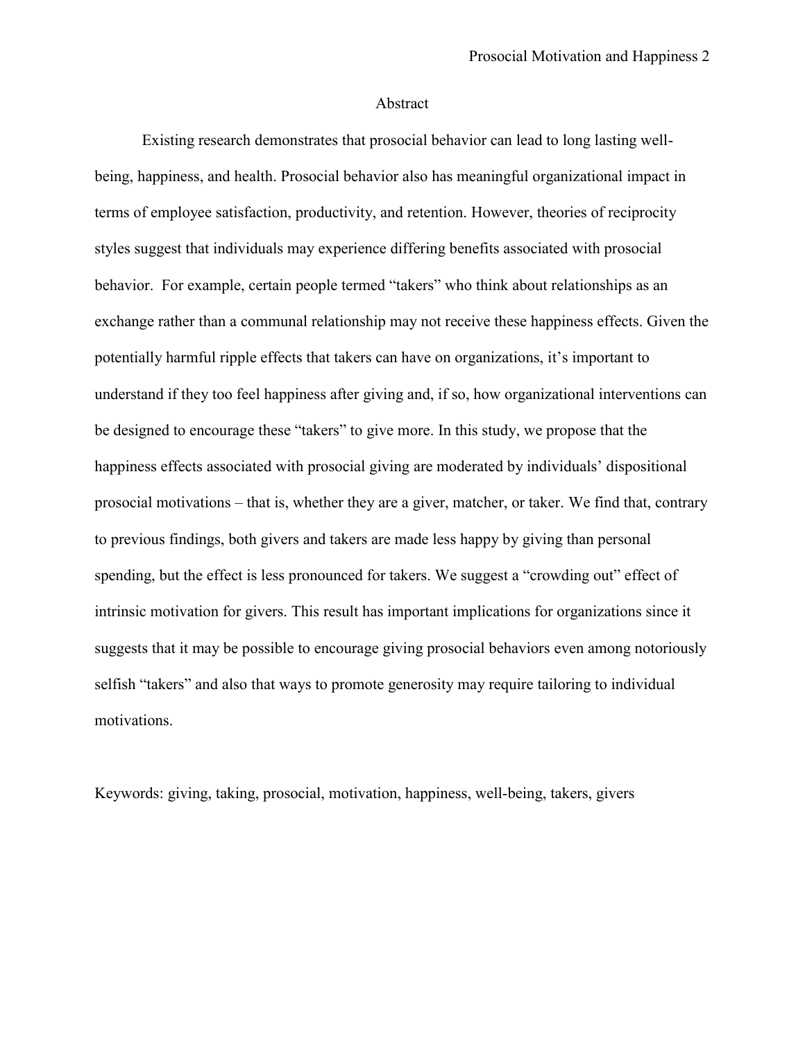## Abstract

Existing research demonstrates that prosocial behavior can lead to long lasting well-being, happiness, and health. Prosocial behavior also has meaningful organizational impact in terms of employee satisfaction, productivity, and retention. However, theories of reciprocity styles suggest that individuals may experience differing benefits associated with prosocial behavior. For example, certain people termed "takers" who think about relationships as an exchange rather than a communal relationship may not receive these happiness effects. Given the potentially harmful ripple effects that takers can have on organizations, it's important to understand if they too feel happiness after giving and, if so, how organizational interventions can be designed to encourage these "takers" to give more. In this study, we propose that the happiness effects associated with prosocial giving are moderated by individuals' dispositional prosocial motivations – that is, whether they are a giver, matcher, or taker. We find that, contrary to previous findings, both givers and takers are made less happy by giving than personal spending, but the effect is less pronounced for takers. We suggest a "crowding out" effect of intrinsic motivation for givers. This result has important implications for organizations since it suggests that it may be possible to encourage giving prosocial behaviors even among notoriously selfish "takers" and also that ways to promote generosity may require tailoring to individual motivations.

Keywords: giving, taking, prosocial, motivation, happiness, well-being, takers, givers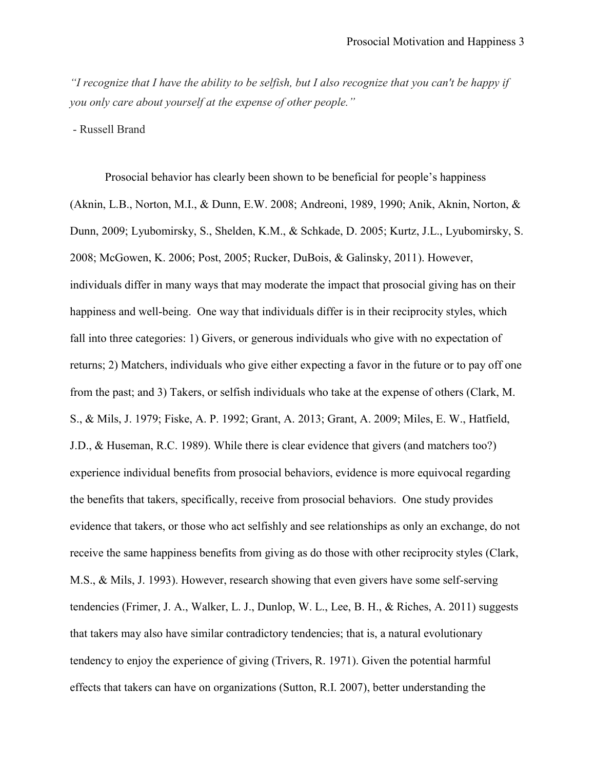*"I recognize that I have the ability to be selfish, but I also recognize that you can't be happy if you only care about yourself at the expense of other people."*

- Russell Brand

Prosocial behavior has clearly been shown to be beneficial for people's happiness (Aknin, L.B., Norton, M.I., & Dunn, E.W. 2008; Andreoni, 1989, 1990; Anik, Aknin, Norton, & Dunn, 2009; Lyubomirsky, S., Shelden, K.M., & Schkade, D. 2005; Kurtz, J.L., Lyubomirsky, S. 2008; McGowen, K. 2006; Post, 2005; Rucker, DuBois, & Galinsky, 2011). However, individuals differ in many ways that may moderate the impact that prosocial giving has on their happiness and well-being. One way that individuals differ is in their reciprocity styles, which fall into three categories: 1) Givers, or generous individuals who give with no expectation of returns; 2) Matchers, individuals who give either expecting a favor in the future or to pay off one from the past; and 3) Takers, or selfish individuals who take at the expense of others (Clark, M. S., & Mils, J. 1979; Fiske, A. P. 1992; Grant, A. 2013; Grant, A. 2009; Miles, E. W., Hatfield, J.D., & Huseman, R.C. 1989). While there is clear evidence that givers (and matchers too?) experience individual benefits from prosocial behaviors, evidence is more equivocal regarding the benefits that takers, specifically, receive from prosocial behaviors. One study provides evidence that takers, or those who act selfishly and see relationships as only an exchange, do not receive the same happiness benefits from giving as do those with other reciprocity styles (Clark, M.S., & Mils, J. 1993). However, research showing that even givers have some self-serving tendencies (Frimer, J. A., Walker, L. J., Dunlop, W. L., Lee, B. H., & Riches, A. 2011) suggests that takers may also have similar contradictory tendencies; that is, a natural evolutionary tendency to enjoy the experience of giving (Trivers, R. 1971). Given the potential harmful effects that takers can have on organizations (Sutton, R.I. 2007), better understanding the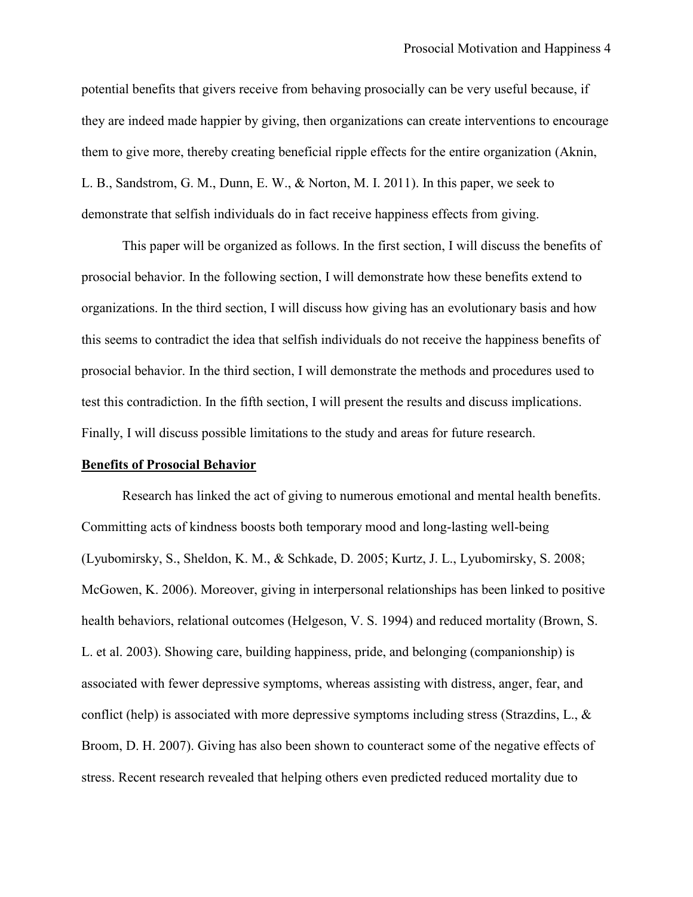potential benefits that givers receive from behaving prosocially can be very useful because, if they are indeed made happier by giving, then organizations can create interventions to encourage them to give more, thereby creating beneficial ripple effects for the entire organization (Aknin, L. B., Sandstrom, G. M., Dunn, E. W., & Norton, M. I. 2011). In this paper, we seek to demonstrate that selfish individuals do in fact receive happiness effects from giving.

This paper will be organized as follows. In the first section, I will discuss the benefits of prosocial behavior. In the following section, I will demonstrate how these benefits extend to organizations. In the third section, I will discuss how giving has an evolutionary basis and how this seems to contradict the idea that selfish individuals do not receive the happiness benefits of prosocial behavior. In the third section, I will demonstrate the methods and procedures used to test this contradiction. In the fifth section, I will present the results and discuss implications. Finally, I will discuss possible limitations to the study and areas for future research.

## **Benefits of Prosocial Behavior**

Research has linked the act of giving to numerous emotional and mental health benefits. Committing acts of kindness boosts both temporary mood and long-lasting well-being (Lyubomirsky, S., Sheldon, K. M., & Schkade, D. 2005; Kurtz, J. L., Lyubomirsky, S. 2008; McGowen, K. 2006). Moreover, giving in interpersonal relationships has been linked to positive health behaviors, relational outcomes (Helgeson, V. S. 1994) and reduced mortality (Brown, S. L. et al. 2003). Showing care, building happiness, pride, and belonging (companionship) is associated with fewer depressive symptoms, whereas assisting with distress, anger, fear, and conflict (help) is associated with more depressive symptoms including stress (Strazdins, L., & Broom, D. H. 2007). Giving has also been shown to counteract some of the negative effects of stress. Recent research revealed that helping others even predicted reduced mortality due to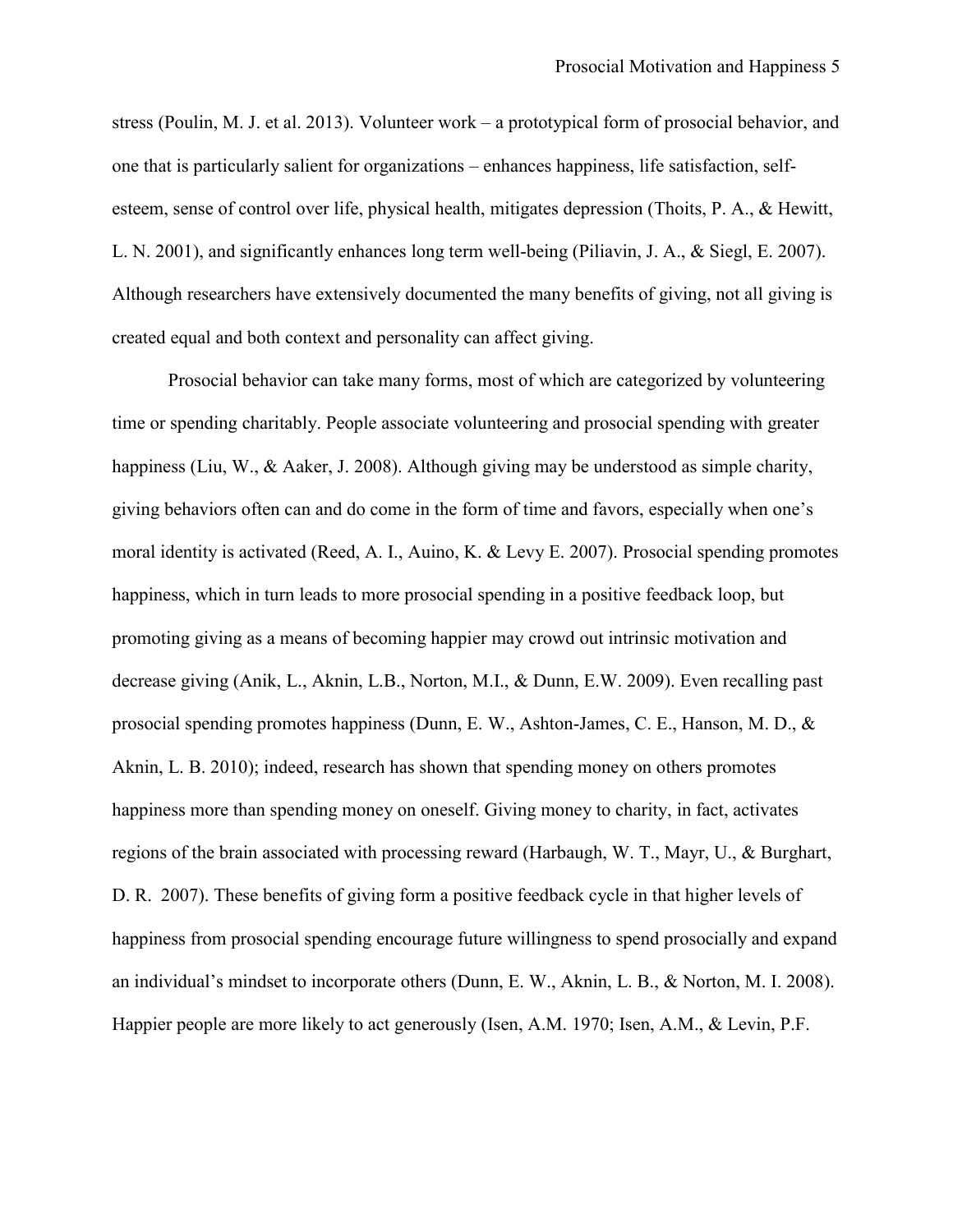stress (Poulin, M. J. et al. 2013). Volunteer work – a prototypical form of prosocial behavior, and one that is particularly salient for organizations – enhances happiness, life satisfaction, self-esteem, sense of control over life, physical health, mitigates depression (Thoits, P. A., & Hewitt, L. N. 2001), and significantly enhances long term well-being (Piliavin, J. A., & Siegl, E. 2007). Although researchers have extensively documented the many benefits of giving, not all giving is created equal and both context and personality can affect giving.

Prosocial behavior can take many forms, most of which are categorized by volunteering time or spending charitably. People associate volunteering and prosocial spending with greater happiness (Liu, W., & Aaker, J. 2008). Although giving may be understood as simple charity, giving behaviors often can and do come in the form of time and favors, especially when one's moral identity is activated (Reed, A. I., Auino, K. & Levy E. 2007). Prosocial spending promotes happiness, which in turn leads to more prosocial spending in a positive feedback loop, but promoting giving as a means of becoming happier may crowd out intrinsic motivation and decrease giving (Anik, L., Aknin, L.B., Norton, M.I., & Dunn, E.W. 2009). Even recalling past prosocial spending promotes happiness (Dunn, E. W., Ashton-James, C. E., Hanson, M. D., & Aknin, L. B. 2010); indeed, research has shown that spending money on others promotes happiness more than spending money on oneself. Giving money to charity, in fact, activates regions of the brain associated with processing reward (Harbaugh, W. T., Mayr, U., & Burghart, D. R. 2007). These benefits of giving form a positive feedback cycle in that higher levels of happiness from prosocial spending encourage future willingness to spend prosocially and expand an individual's mindset to incorporate others (Dunn, E. W., Aknin, L. B., & Norton, M. I. 2008). Happier people are more likely to act generously (Isen, A.M. 1970; Isen, A.M., & Levin, P.F.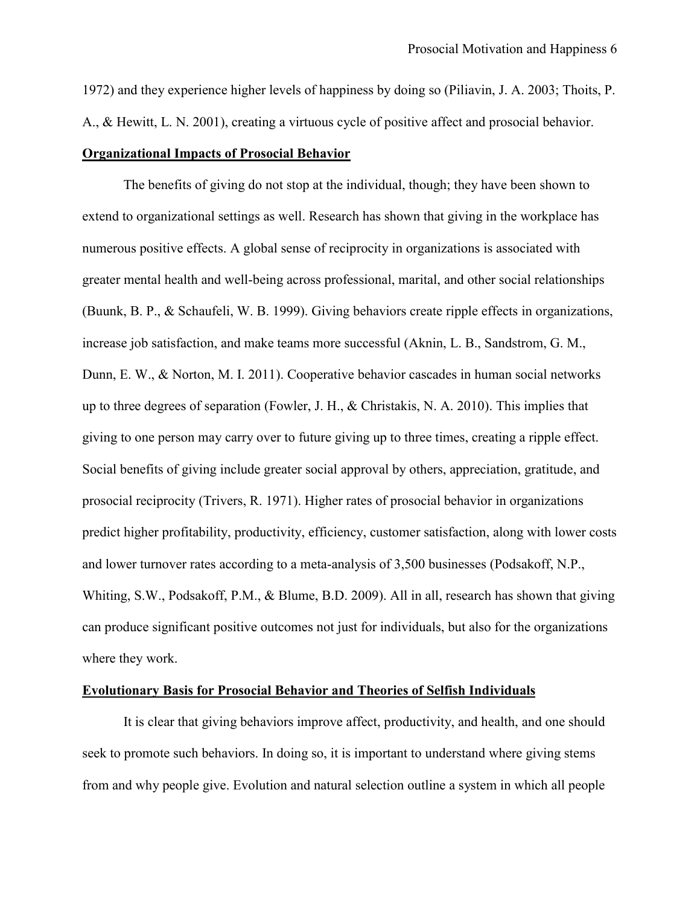1972) and they experience higher levels of happiness by doing so (Piliavin, J. A. 2003; Thoits, P. A., & Hewitt, L. N. 2001), creating a virtuous cycle of positive affect and prosocial behavior.

**Organizational Impacts of Prosocial Behavior**

The benefits of giving do not stop at the individual, though; they have been shown to extend to organizational settings as well. Research has shown that giving in the workplace has numerous positive effects. A global sense of reciprocity in organizations is associated with greater mental health and well-being across professional, marital, and other social relationships (Buunk, B. P., & Schaufeli, W. B. 1999). Giving behaviors create ripple effects in organizations, increase job satisfaction, and make teams more successful (Aknin, L. B., Sandstrom, G. M., Dunn, E. W., & Norton, M. I. 2011). Cooperative behavior cascades in human social networks up to three degrees of separation (Fowler, J. H., & Christakis, N. A. 2010). This implies that giving to one person may carry over to future giving up to three times, creating a ripple effect. Social benefits of giving include greater social approval by others, appreciation, gratitude, and prosocial reciprocity (Trivers, R. 1971). Higher rates of prosocial behavior in organizations predict higher profitability, productivity, efficiency, customer satisfaction, along with lower costs and lower turnover rates according to a meta-analysis of 3,500 businesses (Podsakoff, N.P., Whiting, S.W., Podsakoff, P.M., & Blume, B.D. 2009). All in all, research has shown that giving can produce significant positive outcomes not just for individuals, but also for the organizations where they work.

**Evolutionary Basis for Prosocial Behavior and Theories of Selfish Individuals**

It is clear that giving behaviors improve affect, productivity, and health, and one should seek to promote such behaviors. In doing so, it is important to understand where giving stems from and why people give. Evolution and natural selection outline a system in which all people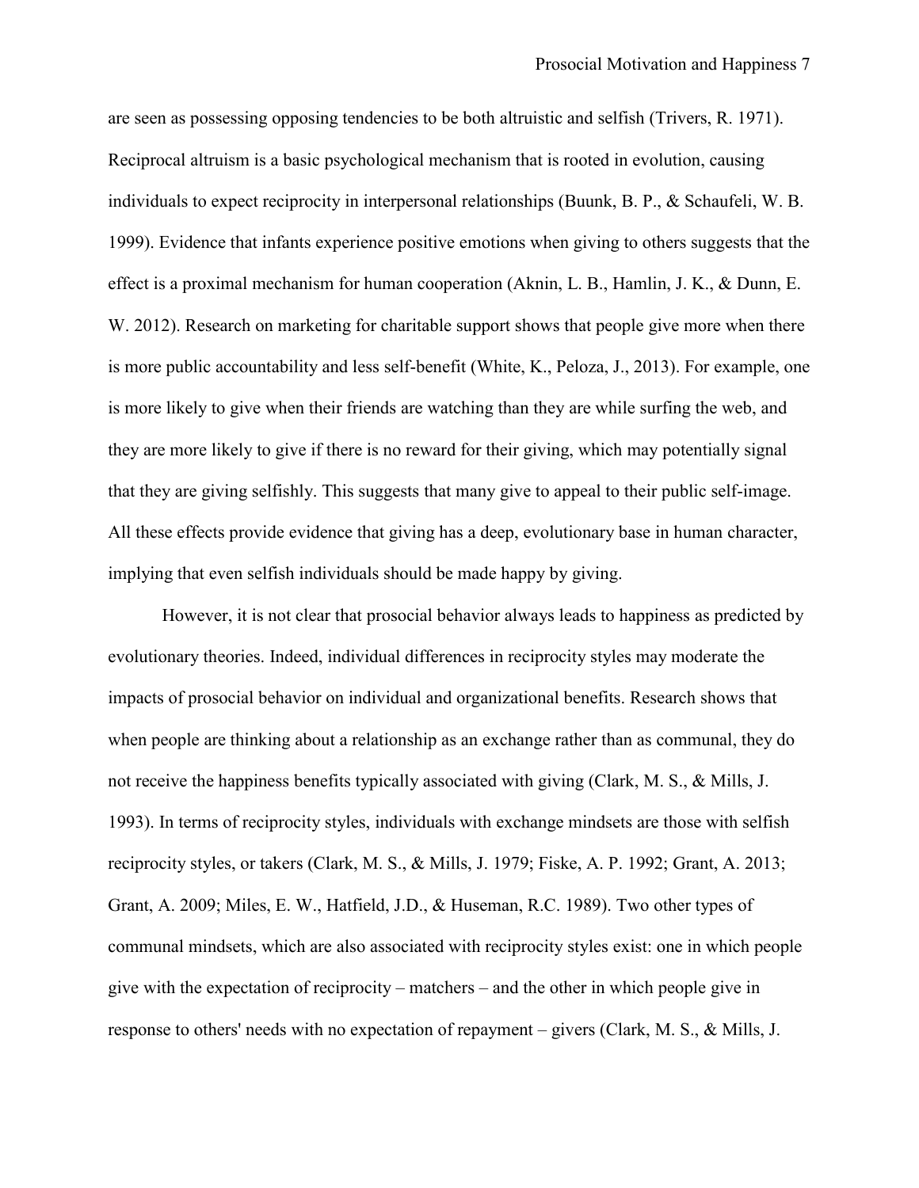are seen as possessing opposing tendencies to be both altruistic and selfish (Trivers, R. 1971). Reciprocal altruism is a basic psychological mechanism that is rooted in evolution, causing individuals to expect reciprocity in interpersonal relationships (Buunk, B. P., & Schaufeli, W. B. 1999). Evidence that infants experience positive emotions when giving to others suggests that the effect is a proximal mechanism for human cooperation (Aknin, L. B., Hamlin, J. K., & Dunn, E. W. 2012). Research on marketing for charitable support shows that people give more when there is more public accountability and less self-benefit (White, K., Peloza, J., 2013). For example, one is more likely to give when their friends are watching than they are while surfing the web, and they are more likely to give if there is no reward for their giving, which may potentially signal that they are giving selfishly. This suggests that many give to appeal to their public self-image. All these effects provide evidence that giving has a deep, evolutionary base in human character, implying that even selfish individuals should be made happy by giving.

However, it is not clear that prosocial behavior always leads to happiness as predicted by evolutionary theories. Indeed, individual differences in reciprocity styles may moderate the impacts of prosocial behavior on individual and organizational benefits. Research shows that when people are thinking about a relationship as an exchange rather than as communal, they do not receive the happiness benefits typically associated with giving (Clark, M. S., & Mills, J. 1993). In terms of reciprocity styles, individuals with exchange mindsets are those with selfish reciprocity styles, or takers (Clark, M. S., & Mills, J. 1979; Fiske, A. P. 1992; Grant, A. 2013; Grant, A. 2009; Miles, E. W., Hatfield, J.D., & Huseman, R.C. 1989). Two other types of communal mindsets, which are also associated with reciprocity styles exist: one in which people give with the expectation of reciprocity – matchers – and the other in which people give in response to others' needs with no expectation of repayment – givers (Clark, M. S., & Mills, J.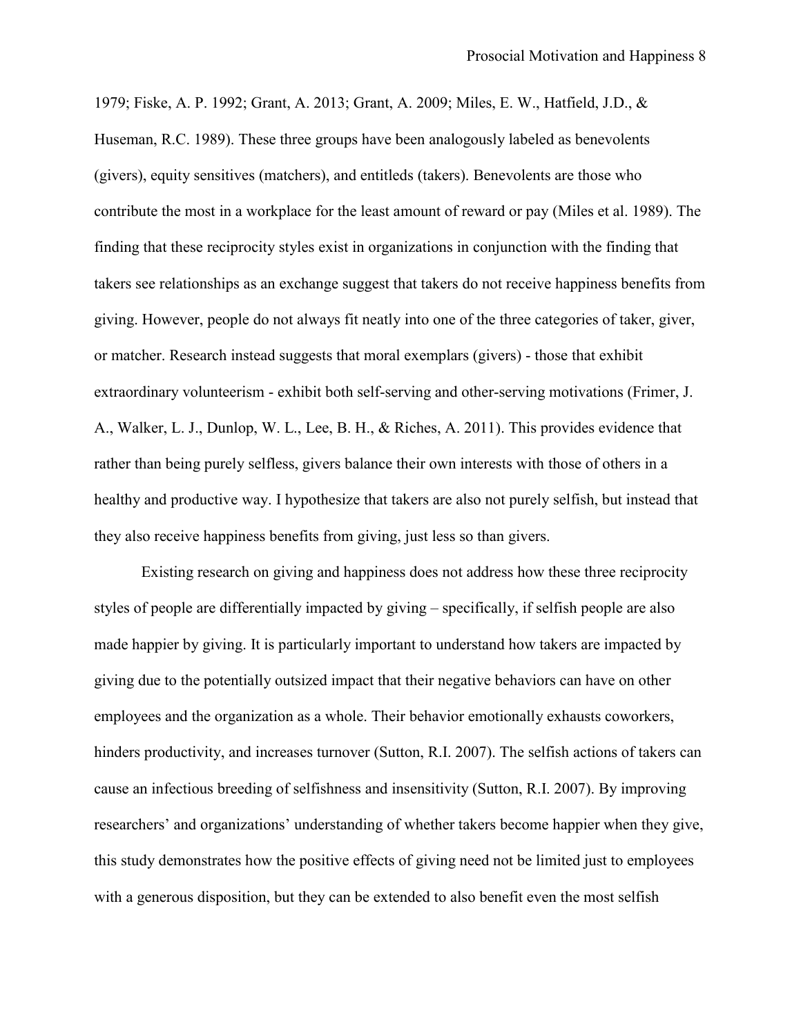1979; Fiske, A. P. 1992; Grant, A. 2013; Grant, A. 2009; Miles, E. W., Hatfield, J.D., & Huseman, R.C. 1989). These three groups have been analogously labeled as benevolents (givers), equity sensitives (matchers), and entitleds (takers). Benevolents are those who contribute the most in a workplace for the least amount of reward or pay (Miles et al. 1989). The finding that these reciprocity styles exist in organizations in conjunction with the finding that takers see relationships as an exchange suggest that takers do not receive happiness benefits from giving. However, people do not always fit neatly into one of the three categories of taker, giver, or matcher. Research instead suggests that moral exemplars (givers) - those that exhibit extraordinary volunteerism - exhibit both self-serving and other-serving motivations (Frimer, J. A., Walker, L. J., Dunlop, W. L., Lee, B. H., & Riches, A. 2011). This provides evidence that rather than being purely selfless, givers balance their own interests with those of others in a healthy and productive way. I hypothesize that takers are also not purely selfish, but instead that they also receive happiness benefits from giving, just less so than givers.

Existing research on giving and happiness does not address how these three reciprocity styles of people are differentially impacted by giving – specifically, if selfish people are also made happier by giving. It is particularly important to understand how takers are impacted by giving due to the potentially outsized impact that their negative behaviors can have on other employees and the organization as a whole. Their behavior emotionally exhausts coworkers, hinders productivity, and increases turnover (Sutton, R.I. 2007). The selfish actions of takers can cause an infectious breeding of selfishness and insensitivity (Sutton, R.I. 2007). By improving researchers' and organizations' understanding of whether takers become happier when they give, this study demonstrates how the positive effects of giving need not be limited just to employees with a generous disposition, but they can be extended to also benefit even the most selfish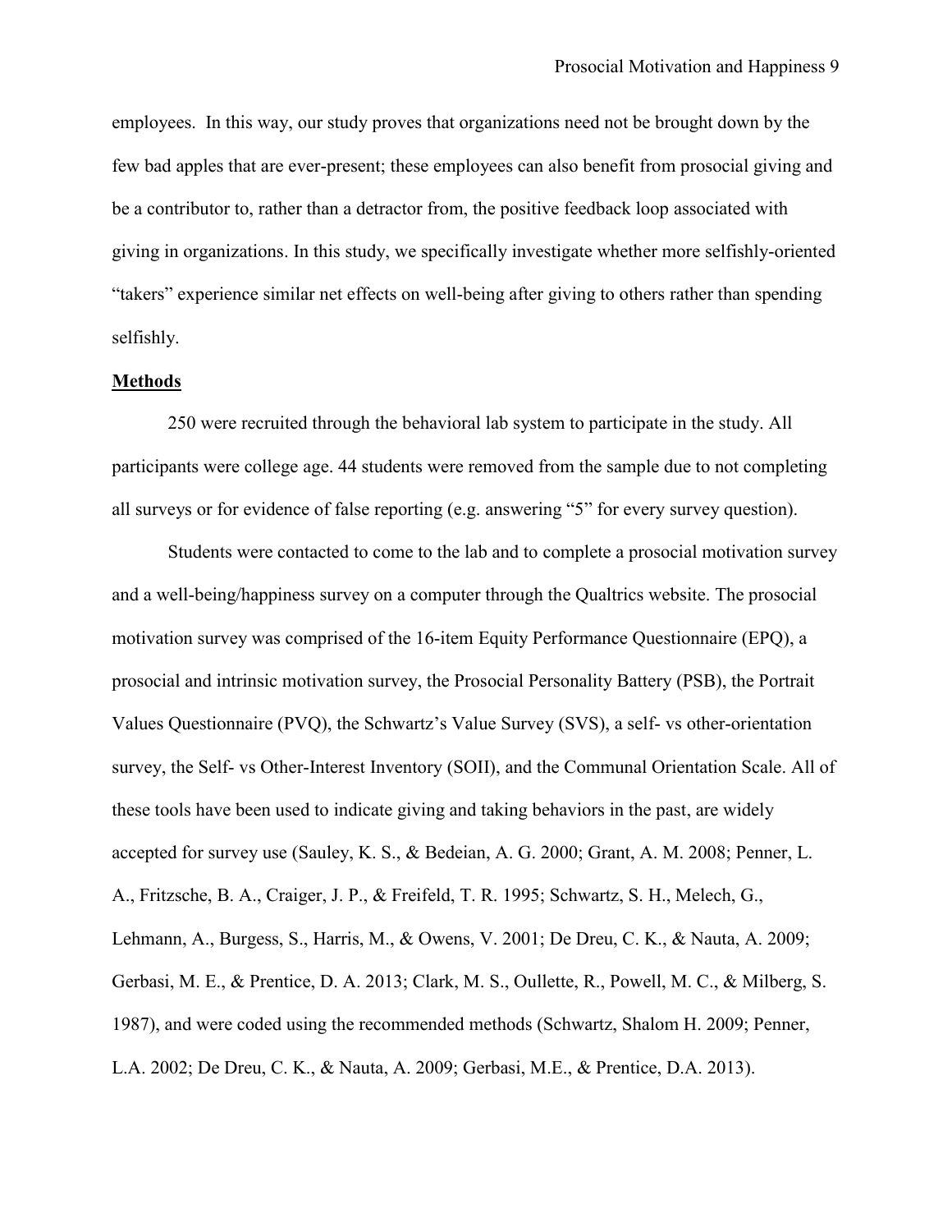employees. In this way, our study proves that organizations need not be brought down by the few bad apples that are ever-present; these employees can also benefit from prosocial giving and be a contributor to, rather than a detractor from, the positive feedback loop associated with giving in organizations. In this study, we specifically investigate whether more selfishly-oriented "takers" experience similar net effects on well-being after giving to others rather than spending selfishly.

## Methods

250 were recruited through the behavioral lab system to participate in the study. All participants were college age. 44 students were removed from the sample due to not completing all surveys or for evidence of false reporting (e.g. answering "5" for every survey question).

Students were contacted to come to the lab and to complete a prosocial motivation survey and a well-being/happiness survey on a computer through the Qualtrics website. The prosocial motivation survey was comprised of the 16-item Equity Performance Questionnaire (EPQ), a prosocial and intrinsic motivation survey, the Prosocial Personality Battery (PSB), the Portrait Values Questionnaire (PVQ), the Schwartz's Value Survey (SVS), a self- vs other-orientation survey, the Self- vs Other-Interest Inventory (SOII), and the Communal Orientation Scale. All of these tools have been used to indicate giving and taking behaviors in the past, are widely accepted for survey use (Sauley, K. S., & Bedeian, A. G. 2000; Grant, A. M. 2008; Penner, L. A., Fritzsche, B. A., Craiger, J. P., & Freifeld, T. R. 1995; Schwartz, S. H., Melech, G., Lehmann, A., Burgess, S., Harris, M., & Owens, V. 2001; De Dreu, C. K., & Nauta, A. 2009; Gerbasi, M. E., & Prentice, D. A. 2013; Clark, M. S., Oullette, R., Powell, M. C., & Milberg, S. 1987), and were coded using the recommended methods (Schwartz, Shalom H. 2009; Penner, L.A. 2002; De Dreu, C. K., & Nauta, A. 2009; Gerbasi, M.E., & Prentice, D.A. 2013).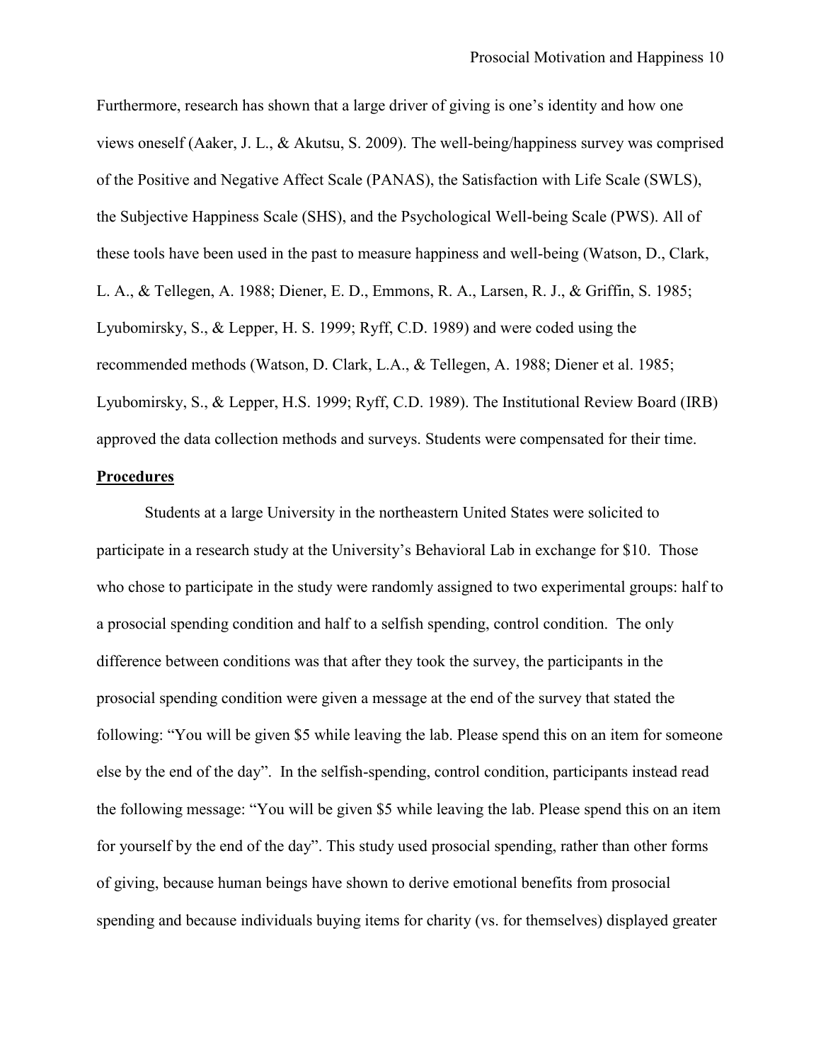Furthermore, research has shown that a large driver of giving is one's identity and how one views oneself (Aaker, J. L., & Akutsu, S. 2009). The well-being/happiness survey was comprised of the Positive and Negative Affect Scale (PANAS), the Satisfaction with Life Scale (SWLS), the Subjective Happiness Scale (SHS), and the Psychological Well-being Scale (PWS). All of these tools have been used in the past to measure happiness and well-being (Watson, D., Clark, L. A., & Tellegen, A. 1988; Diener, E. D., Emmons, R. A., Larsen, R. J., & Griffin, S. 1985; Lyubomirsky, S., & Lepper, H. S. 1999; Ryff, C.D. 1989) and were coded using the recommended methods (Watson, D. Clark, L.A., & Tellegen, A. 1988; Diener et al. 1985; Lyubomirsky, S., & Lepper, H.S. 1999; Ryff, C.D. 1989). The Institutional Review Board (IRB) approved the data collection methods and surveys. Students were compensated for their time.

**Procedures**

Students at a large University in the northeastern United States were solicited to participate in a research study at the University's Behavioral Lab in exchange for $10. Those who chose to participate in the study were randomly assigned to two experimental groups: half to a prosocial spending condition and half to a selfish spending, control condition. The only difference between conditions was that after they took the survey, the participants in the prosocial spending condition were given a message at the end of the survey that stated the following: "You will be given $5 while leaving the lab. Please spend this on an item for someone else by the end of the day". In the selfish-spending, control condition, participants instead read the following message: "You will be given $5 while leaving the lab. Please spend this on an item for yourself by the end of the day". This study used prosocial spending, rather than other forms of giving, because human beings have shown to derive emotional benefits from prosocial spending and because individuals buying items for charity (vs. for themselves) displayed greater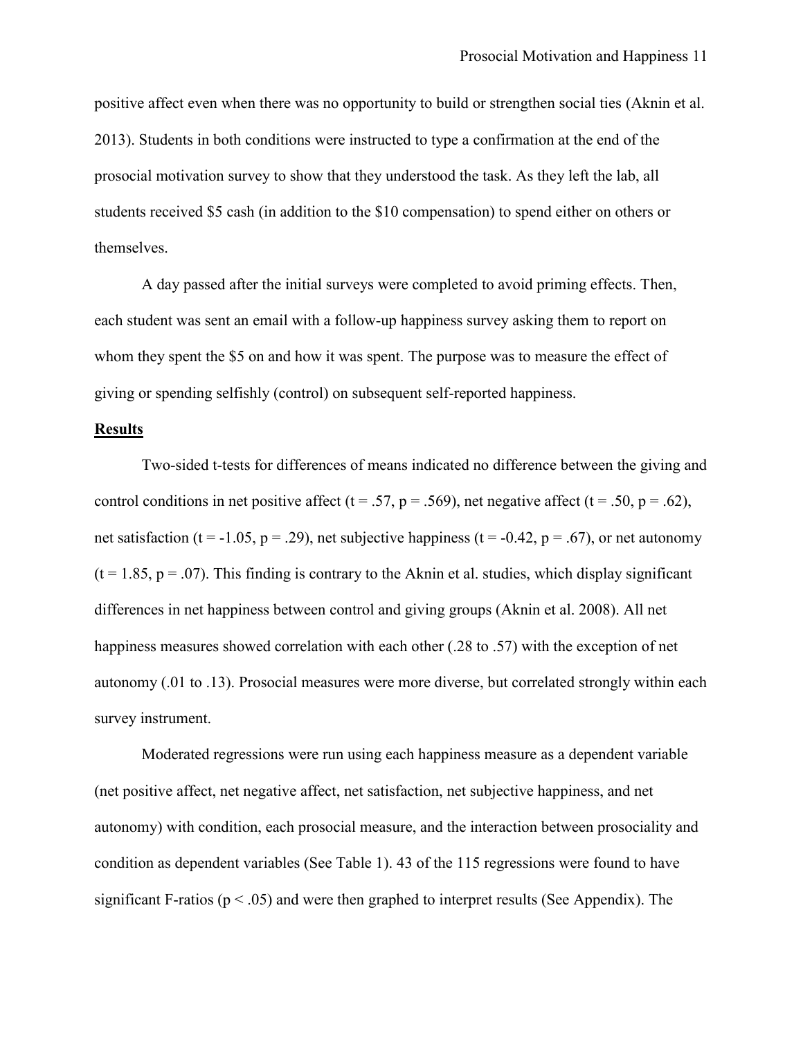positive affect even when there was no opportunity to build or strengthen social ties (Aknin et al. 2013). Students in both conditions were instructed to type a confirmation at the end of the prosocial motivation survey to show that they understood the task. As they left the lab, all students received $5 cash (in addition to the $10 compensation) to spend either on others or themselves.

A day passed after the initial surveys were completed to avoid priming effects. Then, each student was sent an email with a follow-up happiness survey asking them to report on whom they spent the $5 on and how it was spent. The purpose was to measure the effect of giving or spending selfishly (control) on subsequent self-reported happiness.

## Results

Two-sided t-tests for differences of means indicated no difference between the giving and control conditions in net positive affect ($t = .57$, $p = .569$), net negative affect ($t = .50$, $p = .62$), net satisfaction ($t = -1.05$, $p = .29$), net subjective happiness ($t = -0.42$, $p = .67$), or net autonomy ($t = 1.85$, $p = .07$). This finding is contrary to the Aknin et al. studies, which display significant differences in net happiness between control and giving groups (Aknin et al. 2008). All net happiness measures showed correlation with each other (.28 to .57) with the exception of net autonomy (.01 to .13). Prosocial measures were more diverse, but correlated strongly within each survey instrument.

Moderated regressions were run using each happiness measure as a dependent variable (net positive affect, net negative affect, net satisfaction, net subjective happiness, and net autonomy) with condition, each prosocial measure, and the interaction between prosociality and condition as dependent variables (See Table 1). 43 of the 115 regressions were found to have significant F-ratios ($p < .05$) and were then graphed to interpret results (See Appendix). The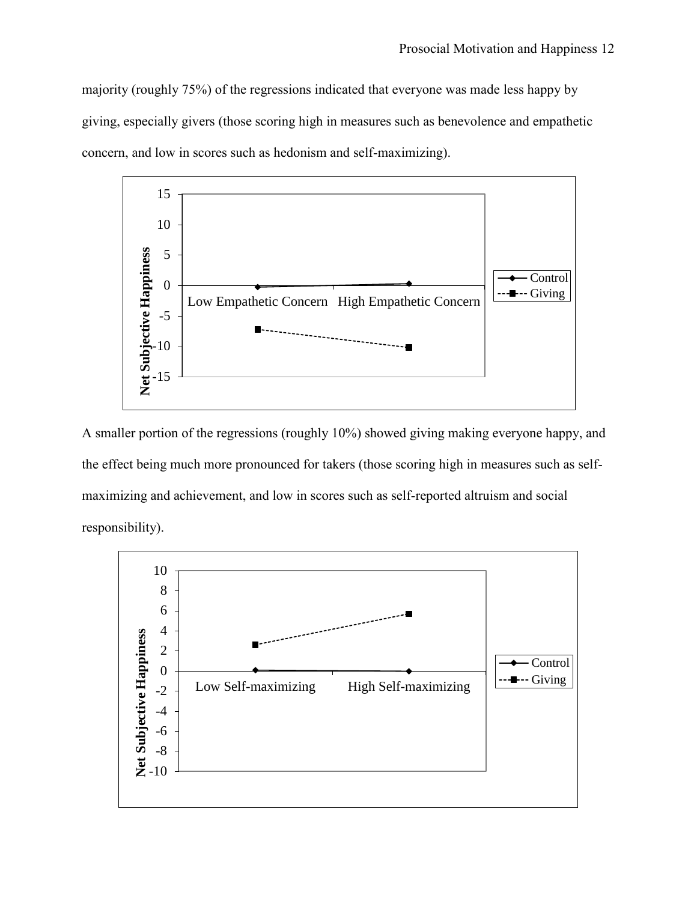majority (roughly 75%) of the regressions indicated that everyone was made less happy by giving, especially givers (those scoring high in measures such as benevolence and empathetic concern, and low in scores such as hedonism and self-maximizing).

Net Subjective Happiness
15
10
5
0
-5
-10
-15
Low Empathetic Concern
High Empathetic Concern
Control
Giving

A smaller portion of the regressions (roughly 10%) showed giving making everyone happy, and the effect being much more pronounced for takers (those scoring high in measures such as self-maximizing and achievement, and low in scores such as self-reported altruism and social responsibility).

Net Subjective Happiness
10
8
6
4
2
0
-2
-4
-6
-8
-10
Low Self-maximizing
High Self-maximizing
Control
Giving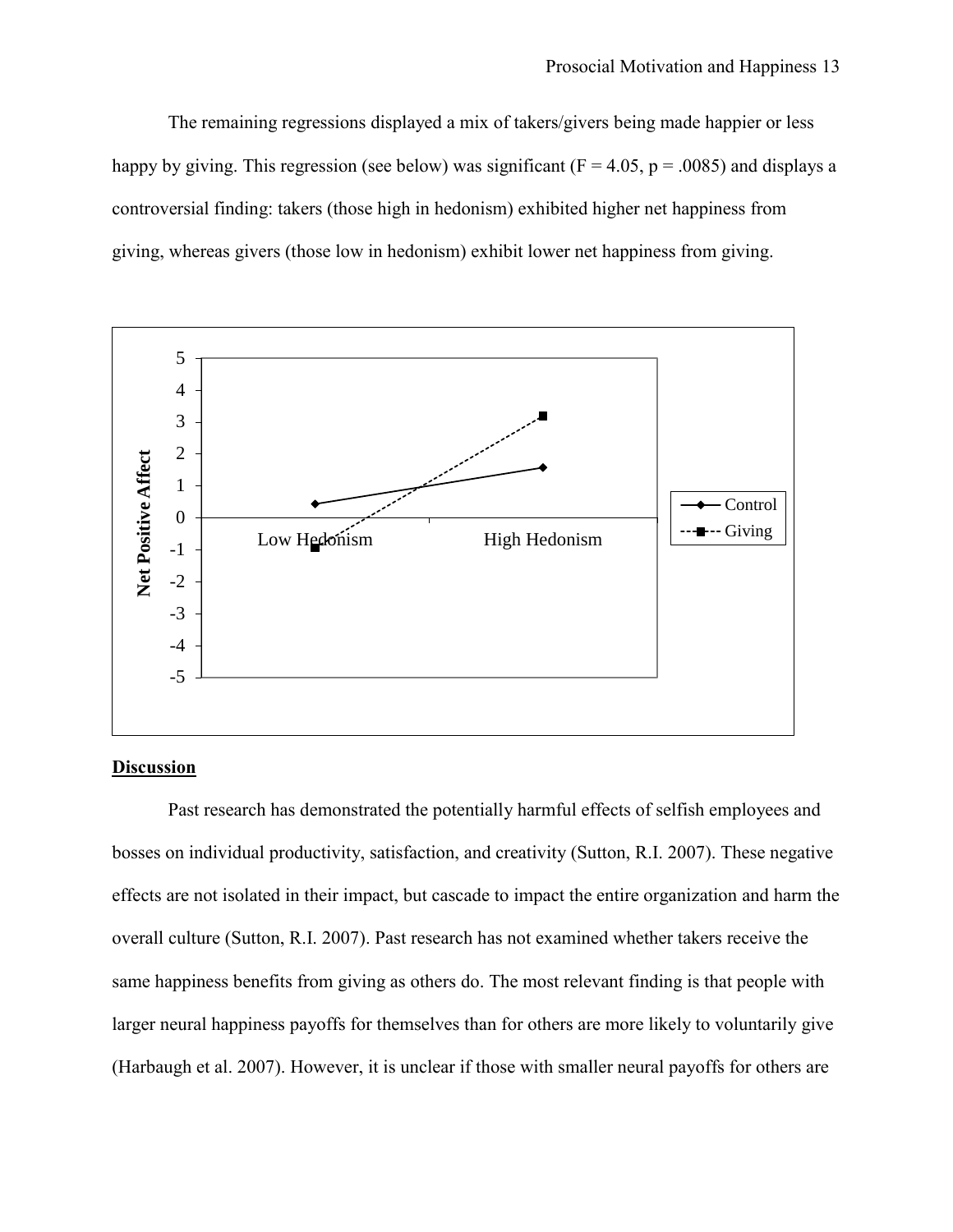The remaining regressions displayed a mix of takers/givers being made happier or less happy by giving. This regression (see below) was significant ($F = 4.05$, $p = .0085$) and displays a controversial finding: takers (those high in hedonism) exhibited higher net happiness from giving, whereas givers (those low in hedonism) exhibit lower net happiness from giving.

Net Positive Affect

5
4
3
2
1
0
-1
-2
-3
-4
-5

Low Hedonism
High Hedonism

Control
Giving

## Discussion

Past research has demonstrated the potentially harmful effects of selfish employees and bosses on individual productivity, satisfaction, and creativity (Sutton, R.I. 2007). These negative effects are not isolated in their impact, but cascade to impact the entire organization and harm the overall culture (Sutton, R.I. 2007). Past research has not examined whether takers receive the same happiness benefits from giving as others do. The most relevant finding is that people with larger neural happiness payoffs for themselves than for others are more likely to voluntarily give (Harbaugh et al. 2007). However, it is unclear if those with smaller neural payoffs for others are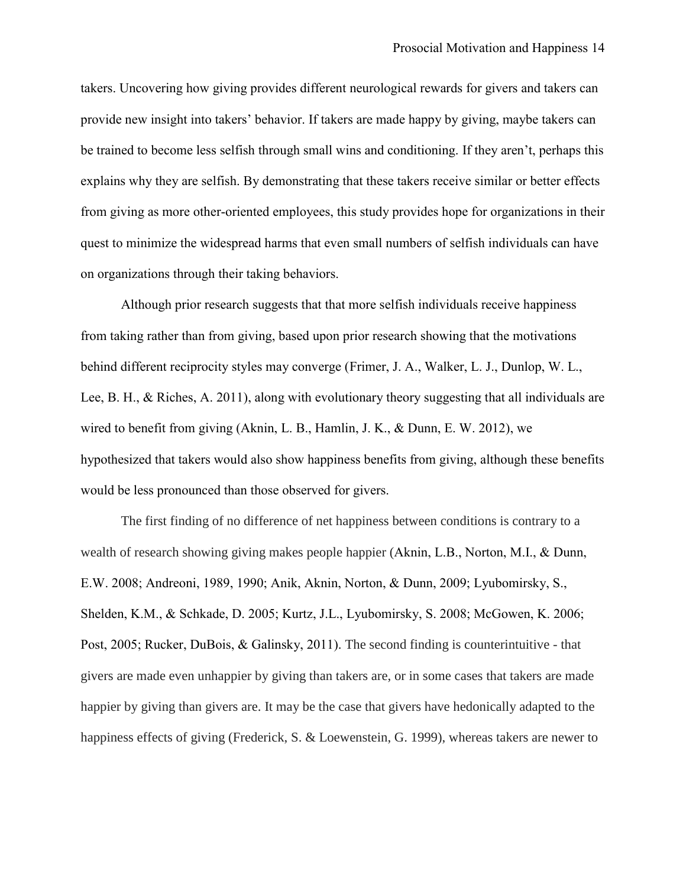takers. Uncovering how giving provides different neurological rewards for givers and takers can provide new insight into takers' behavior. If takers are made happy by giving, maybe takers can be trained to become less selfish through small wins and conditioning. If they aren't, perhaps this explains why they are selfish. By demonstrating that these takers receive similar or better effects from giving as more other-oriented employees, this study provides hope for organizations in their quest to minimize the widespread harms that even small numbers of selfish individuals can have on organizations through their taking behaviors.

Although prior research suggests that that more selfish individuals receive happiness from taking rather than from giving, based upon prior research showing that the motivations behind different reciprocity styles may converge (Frimer, J. A., Walker, L. J., Dunlop, W. L., Lee, B. H., & Riches, A. 2011), along with evolutionary theory suggesting that all individuals are wired to benefit from giving (Aknin, L. B., Hamlin, J. K., & Dunn, E. W. 2012), we hypothesized that takers would also show happiness benefits from giving, although these benefits would be less pronounced than those observed for givers.

The first finding of no difference of net happiness between conditions is contrary to a wealth of research showing giving makes people happier (Aknin, L.B., Norton, M.I., & Dunn, E.W. 2008; Andreoni, 1989, 1990; Anik, Aknin, Norton, & Dunn, 2009; Lyubomirsky, S., Shelden, K.M., & Schkade, D. 2005; Kurtz, J.L., Lyubomirsky, S. 2008; McGowen, K. 2006; Post, 2005; Rucker, DuBois, & Galinsky, 2011). The second finding is counterintuitive - that givers are made even unhappier by giving than takers are, or in some cases that takers are made happier by giving than givers are. It may be the case that givers have hedonically adapted to the happiness effects of giving (Frederick, S. & Loewenstein, G. 1999), whereas takers are newer to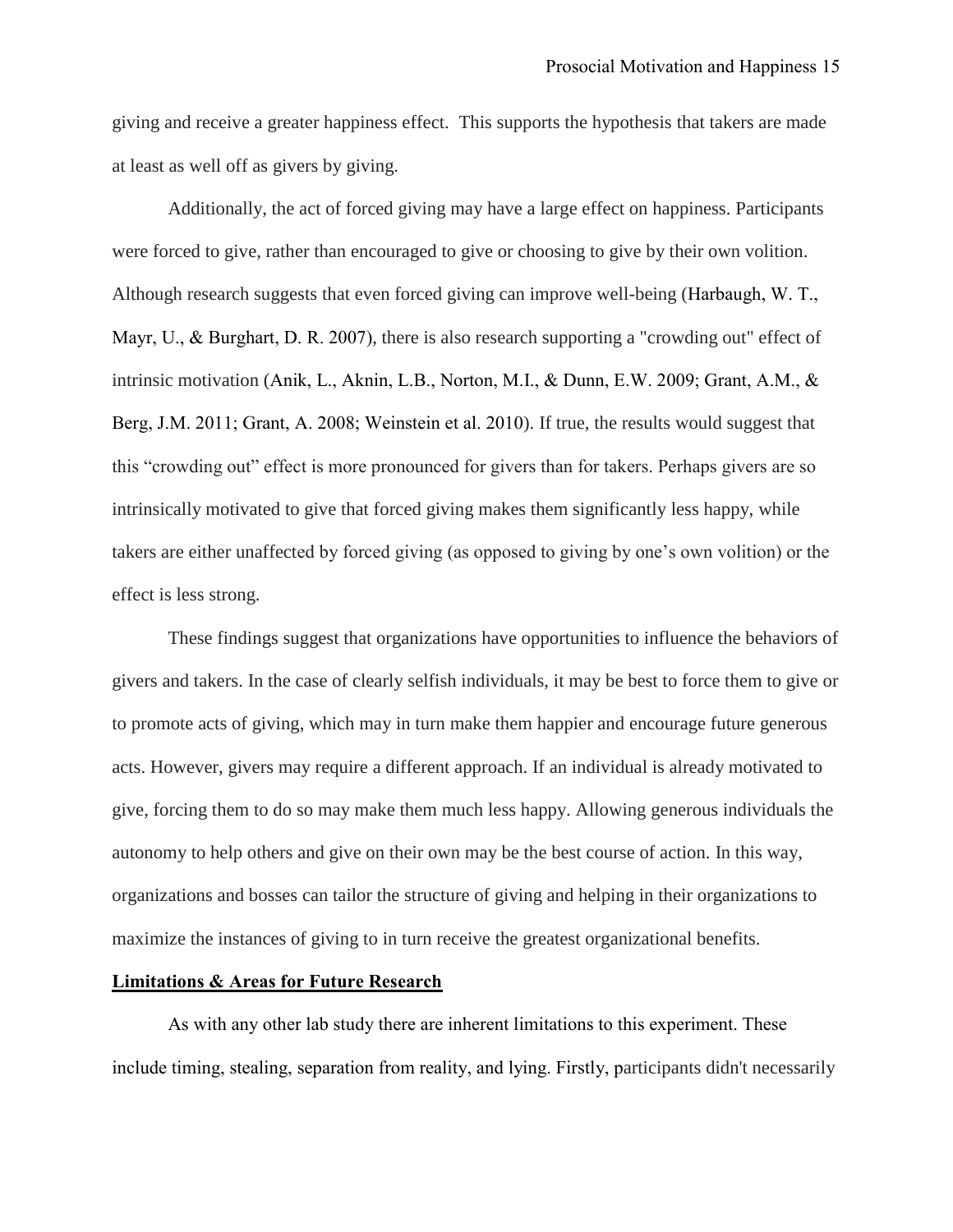giving and receive a greater happiness effect.  This supports the hypothesis that takers are made at least as well off as givers by giving.

Additionally, the act of forced giving may have a large effect on happiness. Participants were forced to give, rather than encouraged to give or choosing to give by their own volition. Although research suggests that even forced giving can improve well-being (Harbaugh, W. T., Mayr, U., & Burghart, D. R. 2007), there is also research supporting a "crowding out" effect of intrinsic motivation (Anik, L., Aknin, L.B., Norton, M.I., & Dunn, E.W. 2009; Grant, A.M., & Berg, J.M. 2011; Grant, A. 2008; Weinstein et al. 2010). If true, the results would suggest that this "crowding out" effect is more pronounced for givers than for takers. Perhaps givers are so intrinsically motivated to give that forced giving makes them significantly less happy, while takers are either unaffected by forced giving (as opposed to giving by one's own volition) or the effect is less strong.

These findings suggest that organizations have opportunities to influence the behaviors of givers and takers. In the case of clearly selfish individuals, it may be best to force them to give or to promote acts of giving, which may in turn make them happier and encourage future generous acts. However, givers may require a different approach. If an individual is already motivated to give, forcing them to do so may make them much less happy. Allowing generous individuals the autonomy to help others and give on their own may be the best course of action. In this way, organizations and bosses can tailor the structure of giving and helping in their organizations to maximize the instances of giving to in turn receive the greatest organizational benefits.

**Limitations & Areas for Future Research**

As with any other lab study there are inherent limitations to this experiment. These include timing, stealing, separation from reality, and lying. Firstly, participants didn't necessarily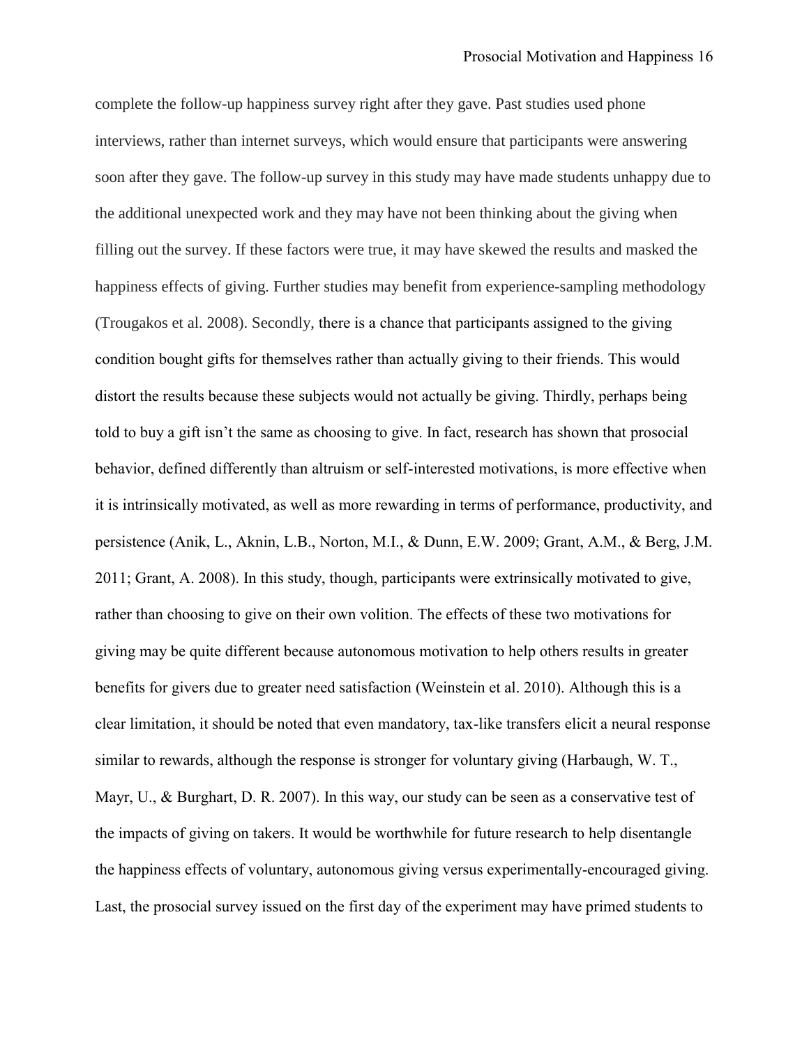complete the follow-up happiness survey right after they gave. Past studies used phone interviews, rather than internet surveys, which would ensure that participants were answering soon after they gave. The follow-up survey in this study may have made students unhappy due to the additional unexpected work and they may have not been thinking about the giving when filling out the survey. If these factors were true, it may have skewed the results and masked the happiness effects of giving. Further studies may benefit from experience-sampling methodology (Trougakos et al. 2008). Secondly, there is a chance that participants assigned to the giving condition bought gifts for themselves rather than actually giving to their friends. This would distort the results because these subjects would not actually be giving. Thirdly, perhaps being told to buy a gift isn't the same as choosing to give. In fact, research has shown that prosocial behavior, defined differently than altruism or self-interested motivations, is more effective when it is intrinsically motivated, as well as more rewarding in terms of performance, productivity, and persistence (Anik, L., Aknin, L.B., Norton, M.I., & Dunn, E.W. 2009; Grant, A.M., & Berg, J.M. 2011; Grant, A. 2008). In this study, though, participants were extrinsically motivated to give, rather than choosing to give on their own volition. The effects of these two motivations for giving may be quite different because autonomous motivation to help others results in greater benefits for givers due to greater need satisfaction (Weinstein et al. 2010). Although this is a clear limitation, it should be noted that even mandatory, tax-like transfers elicit a neural response similar to rewards, although the response is stronger for voluntary giving (Harbaugh, W. T., Mayr, U., & Burghart, D. R. 2007). In this way, our study can be seen as a conservative test of the impacts of giving on takers. It would be worthwhile for future research to help disentangle the happiness effects of voluntary, autonomous giving versus experimentally-encouraged giving. Last, the prosocial survey issued on the first day of the experiment may have primed students to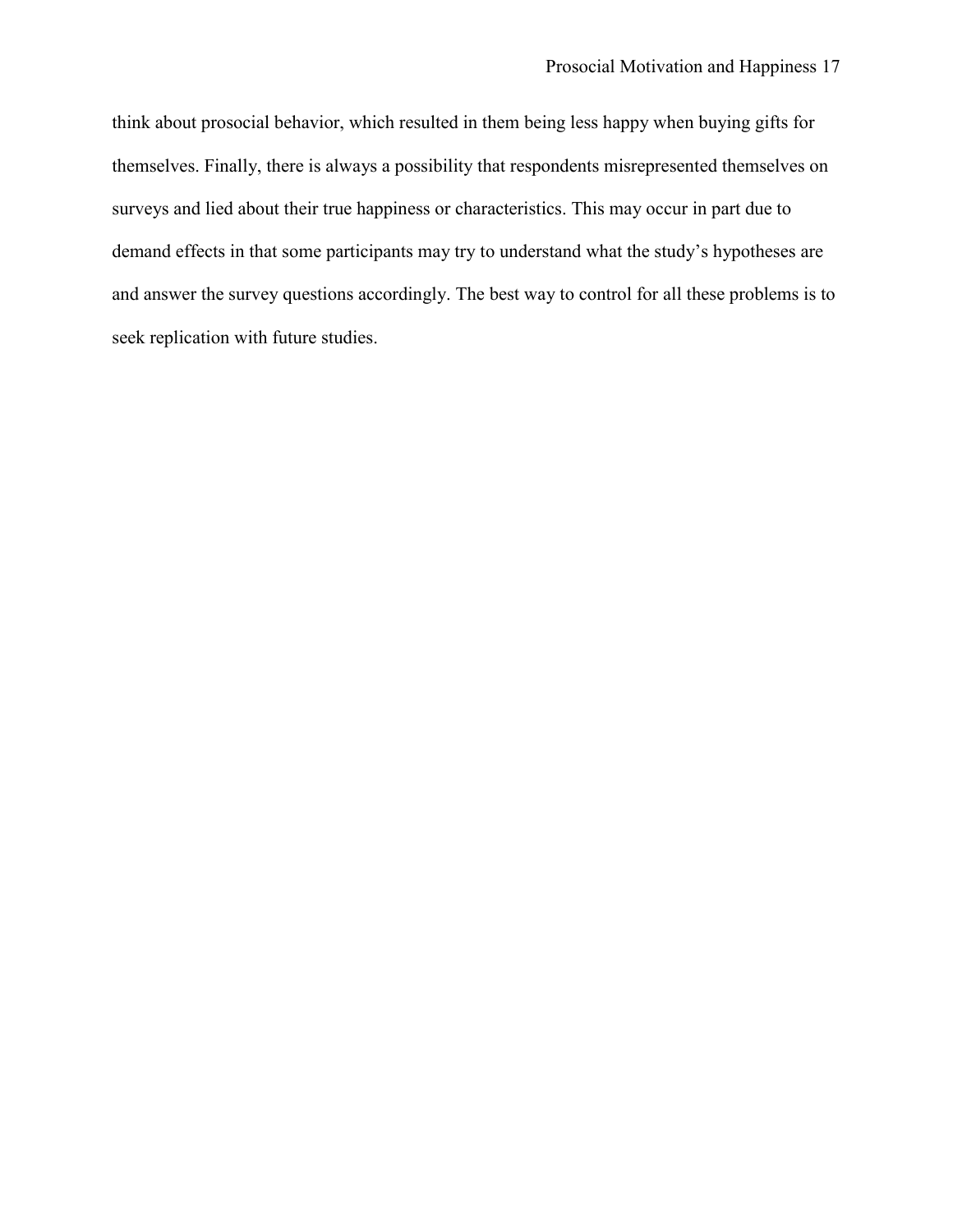think about prosocial behavior, which resulted in them being less happy when buying gifts for themselves. Finally, there is always a possibility that respondents misrepresented themselves on surveys and lied about their true happiness or characteristics. This may occur in part due to demand effects in that some participants may try to understand what the study's hypotheses are and answer the survey questions accordingly. The best way to control for all these problems is to seek replication with future studies.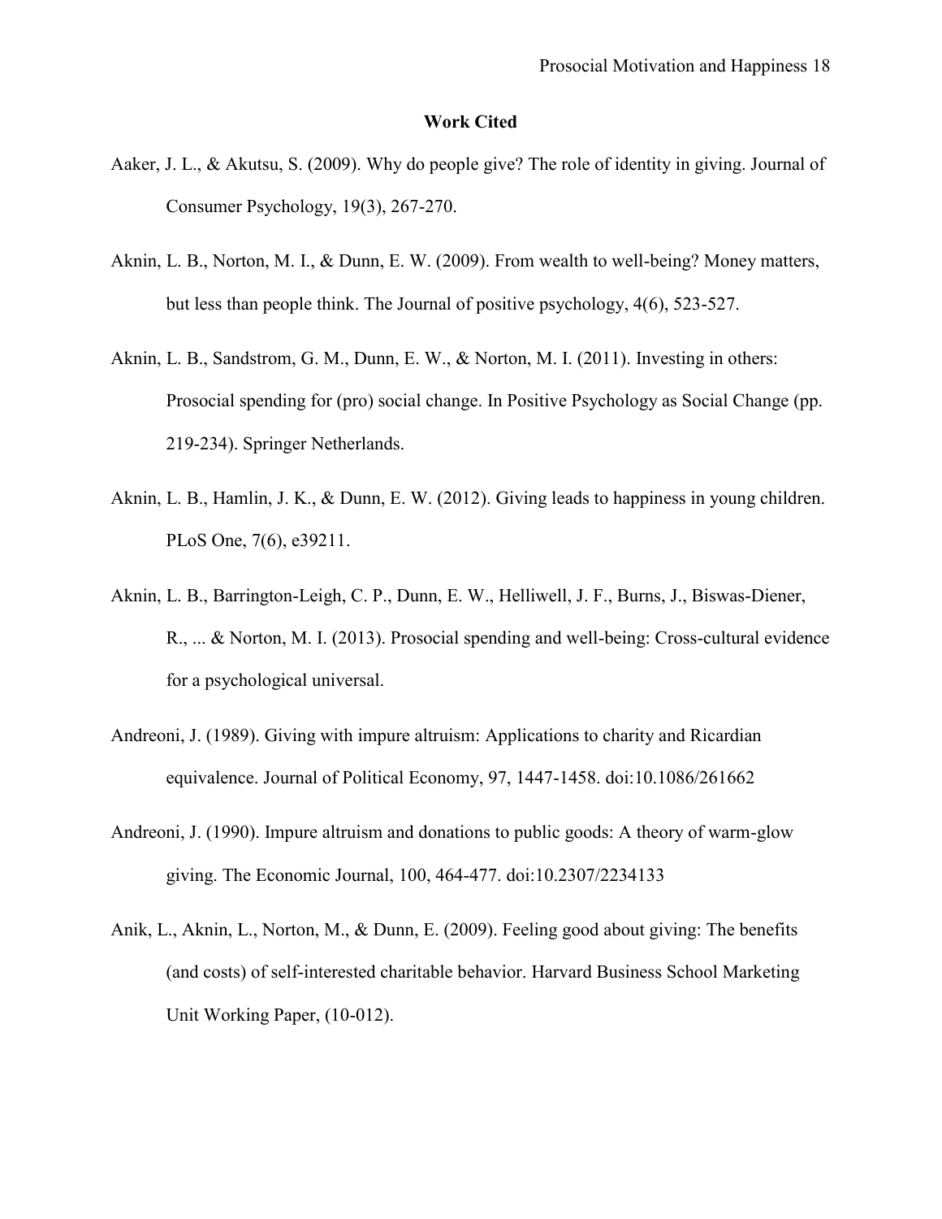## Work Cited

Aaker, J. L., & Akutsu, S. (2009). Why do people give? The role of identity in giving. Journal of Consumer Psychology, 19(3), 267-270.

Aknin, L. B., Norton, M. I., & Dunn, E. W. (2009). From wealth to well-being? Money matters, but less than people think. The Journal of positive psychology, 4(6), 523-527.

Aknin, L. B., Sandstrom, G. M., Dunn, E. W., & Norton, M. I. (2011). Investing in others: Prosocial spending for (pro) social change. In Positive Psychology as Social Change (pp. 219-234). Springer Netherlands.

Aknin, L. B., Hamlin, J. K., & Dunn, E. W. (2012). Giving leads to happiness in young children. PLoS One, 7(6), e39211.

Aknin, L. B., Barrington-Leigh, C. P., Dunn, E. W., Helliwell, J. F., Burns, J., Biswas-Diener, R., ... & Norton, M. I. (2013). Prosocial spending and well-being: Cross-cultural evidence for a psychological universal.

Andreoni, J. (1989). Giving with impure altruism: Applications to charity and Ricardian equivalence. Journal of Political Economy, 97, 1447-1458. doi:10.1086/261662

Andreoni, J. (1990). Impure altruism and donations to public goods: A theory of warm-glow giving. The Economic Journal, 100, 464-477. doi:10.2307/2234133

Anik, L., Aknin, L., Norton, M., & Dunn, E. (2009). Feeling good about giving: The benefits (and costs) of self-interested charitable behavior. Harvard Business School Marketing Unit Working Paper, (10-012).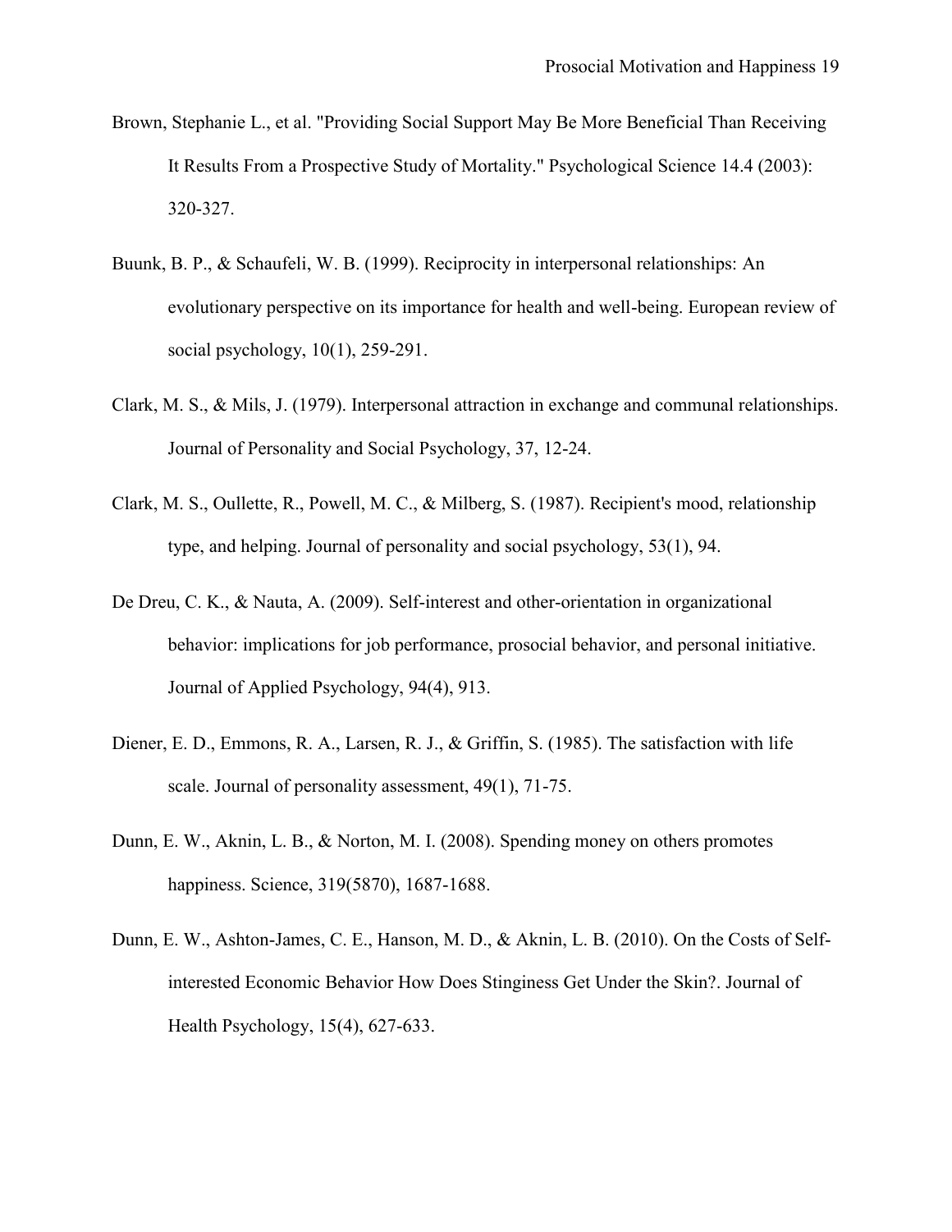Brown, Stephanie L., et al. "Providing Social Support May Be More Beneficial Than Receiving It Results From a Prospective Study of Mortality." Psychological Science 14.4 (2003): 320-327.

Buunk, B. P., & Schaufeli, W. B. (1999). Reciprocity in interpersonal relationships: An evolutionary perspective on its importance for health and well-being. European review of social psychology, 10(1), 259-291.

Clark, M. S., & Mils, J. (1979). Interpersonal attraction in exchange and communal relationships. Journal of Personality and Social Psychology, 37, 12-24.

Clark, M. S., Oullette, R., Powell, M. C., & Milberg, S. (1987). Recipient's mood, relationship type, and helping. Journal of personality and social psychology, 53(1), 94.

De Dreu, C. K., & Nauta, A. (2009). Self-interest and other-orientation in organizational behavior: implications for job performance, prosocial behavior, and personal initiative. Journal of Applied Psychology, 94(4), 913.

Diener, E. D., Emmons, R. A., Larsen, R. J., & Griffin, S. (1985). The satisfaction with life scale. Journal of personality assessment, 49(1), 71-75.

Dunn, E. W., Aknin, L. B., & Norton, M. I. (2008). Spending money on others promotes happiness. Science, 319(5870), 1687-1688.

Dunn, E. W., Ashton-James, C. E., Hanson, M. D., & Aknin, L. B. (2010). On the Costs of Self-interested Economic Behavior How Does Stinginess Get Under the Skin?. Journal of Health Psychology, 15(4), 627-633.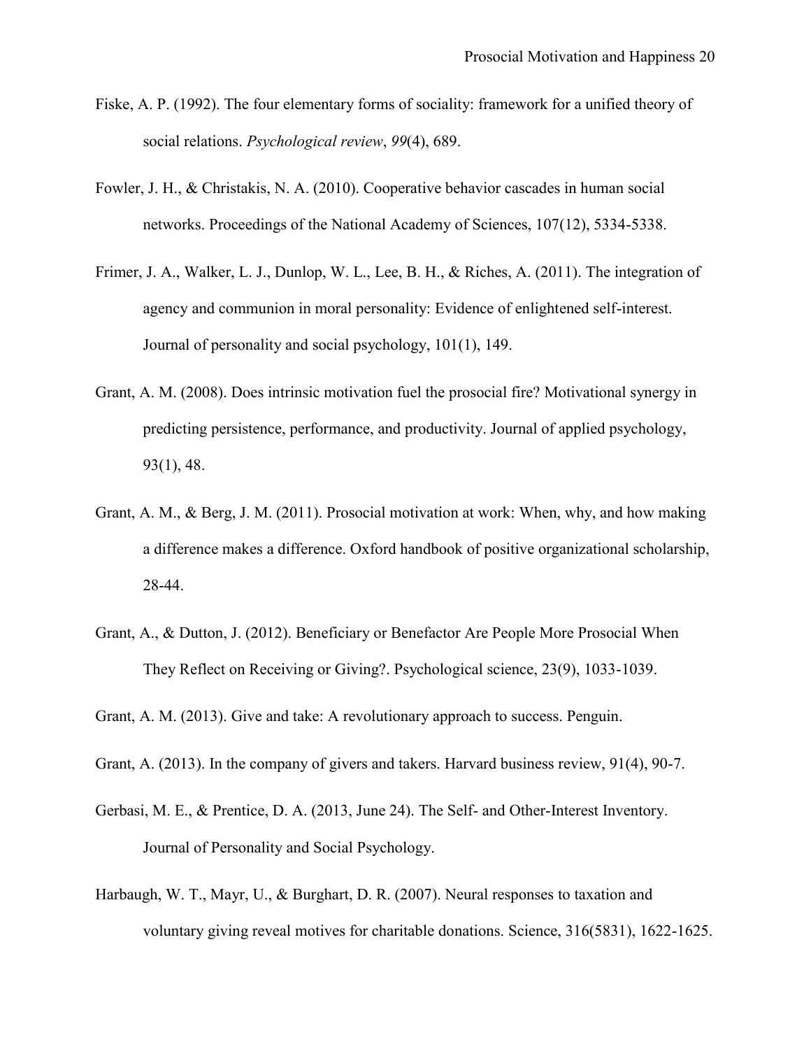Fiske, A. P. (1992). The four elementary forms of sociality: framework for a unified theory of social relations. *Psychological review*, *99*(4), 689.

Fowler, J. H., & Christakis, N. A. (2010). Cooperative behavior cascades in human social networks. Proceedings of the National Academy of Sciences, 107(12), 5334-5338.

Frimer, J. A., Walker, L. J., Dunlop, W. L., Lee, B. H., & Riches, A. (2011). The integration of agency and communion in moral personality: Evidence of enlightened self-interest. Journal of personality and social psychology, 101(1), 149.

Grant, A. M. (2008). Does intrinsic motivation fuel the prosocial fire? Motivational synergy in predicting persistence, performance, and productivity. Journal of applied psychology, 93(1), 48.

Grant, A. M., & Berg, J. M. (2011). Prosocial motivation at work: When, why, and how making a difference makes a difference. Oxford handbook of positive organizational scholarship, 28-44.

Grant, A., & Dutton, J. (2012). Beneficiary or Benefactor Are People More Prosocial When They Reflect on Receiving or Giving?. Psychological science, 23(9), 1033-1039.

Grant, A. M. (2013). Give and take: A revolutionary approach to success. Penguin.

Grant, A. (2013). In the company of givers and takers. Harvard business review, 91(4), 90-7.

Gerbasi, M. E., & Prentice, D. A. (2013, June 24). The Self- and Other-Interest Inventory. Journal of Personality and Social Psychology.

Harbaugh, W. T., Mayr, U., & Burghart, D. R. (2007). Neural responses to taxation and voluntary giving reveal motives for charitable donations. Science, 316(5831), 1622-1625.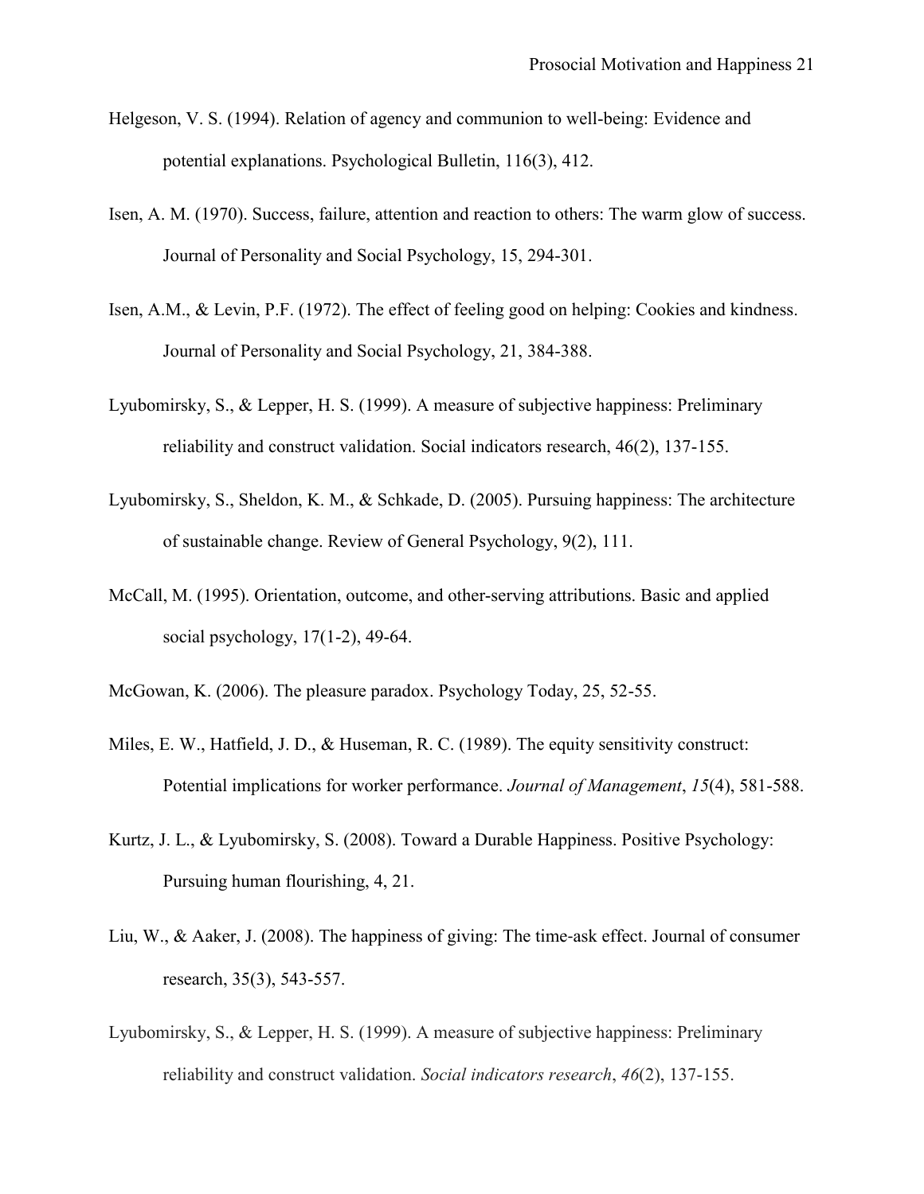Helgeson, V. S. (1994). Relation of agency and communion to well-being: Evidence and potential explanations. Psychological Bulletin, 116(3), 412.

Isen, A. M. (1970). Success, failure, attention and reaction to others: The warm glow of success. Journal of Personality and Social Psychology, 15, 294-301.

Isen, A.M., & Levin, P.F. (1972). The effect of feeling good on helping: Cookies and kindness. Journal of Personality and Social Psychology, 21, 384-388.

Lyubomirsky, S., & Lepper, H. S. (1999). A measure of subjective happiness: Preliminary reliability and construct validation. Social indicators research, 46(2), 137-155.

Lyubomirsky, S., Sheldon, K. M., & Schkade, D. (2005). Pursuing happiness: The architecture of sustainable change. Review of General Psychology, 9(2), 111.

McCall, M. (1995). Orientation, outcome, and other-serving attributions. Basic and applied social psychology, 17(1-2), 49-64.

McGowan, K. (2006). The pleasure paradox. Psychology Today, 25, 52-55.

Miles, E. W., Hatfield, J. D., & Huseman, R. C. (1989). The equity sensitivity construct: Potential implications for worker performance. *Journal of Management*, *15*(4), 581-588.

Kurtz, J. L., & Lyubomirsky, S. (2008). Toward a Durable Happiness. Positive Psychology: Pursuing human flourishing, 4, 21.

Liu, W., & Aaker, J. (2008). The happiness of giving: The time-ask effect. Journal of consumer research, 35(3), 543-557.

Lyubomirsky, S., & Lepper, H. S. (1999). A measure of subjective happiness: Preliminary reliability and construct validation. *Social indicators research*, *46*(2), 137-155.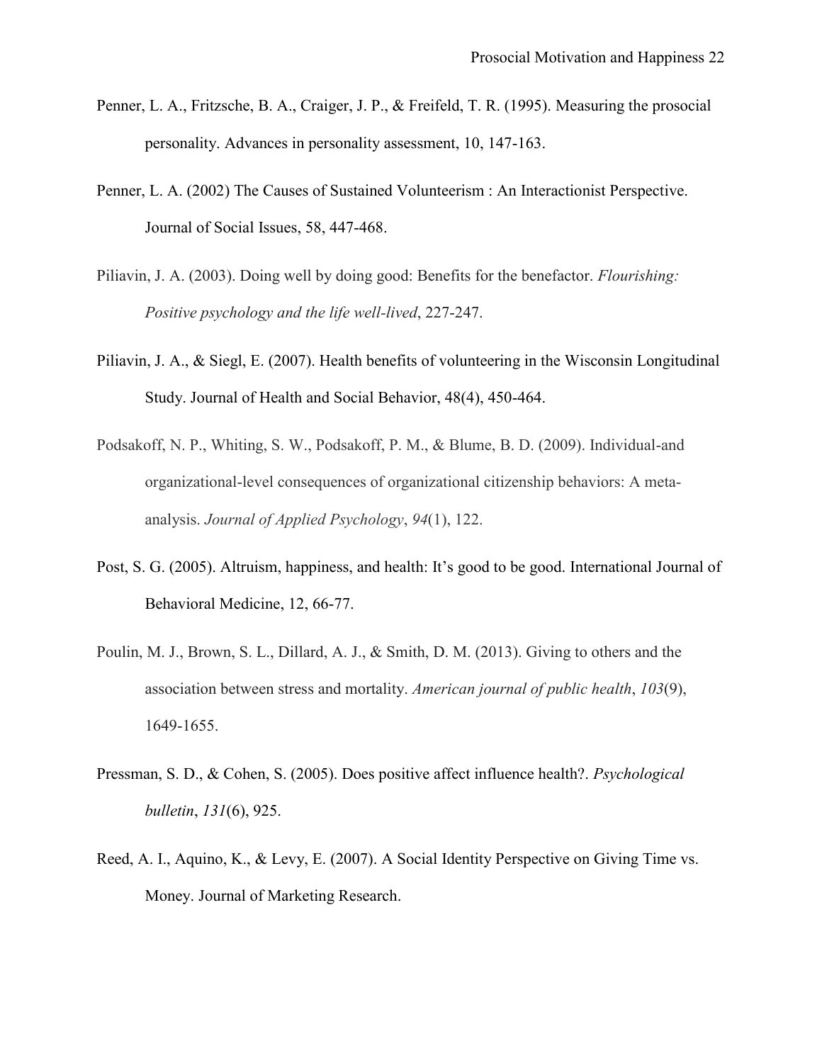Penner, L. A., Fritzsche, B. A., Craiger, J. P., & Freifeld, T. R. (1995). Measuring the prosocial personality. Advances in personality assessment, 10, 147-163.

Penner, L. A. (2002) The Causes of Sustained Volunteerism : An Interactionist Perspective. Journal of Social Issues, 58, 447-468.

Piliavin, J. A. (2003). Doing well by doing good: Benefits for the benefactor. *Flourishing: Positive psychology and the life well-lived*, 227-247.

Piliavin, J. A., & Siegl, E. (2007). Health benefits of volunteering in the Wisconsin Longitudinal Study. Journal of Health and Social Behavior, 48(4), 450-464.

Podsakoff, N. P., Whiting, S. W., Podsakoff, P. M., & Blume, B. D. (2009). Individual-and organizational-level consequences of organizational citizenship behaviors: A meta-analysis. *Journal of Applied Psychology*, *94*(1), 122.

Post, S. G. (2005). Altruism, happiness, and health: It's good to be good. International Journal of Behavioral Medicine, 12, 66-77.

Poulin, M. J., Brown, S. L., Dillard, A. J., & Smith, D. M. (2013). Giving to others and the association between stress and mortality. *American journal of public health*, *103*(9), 1649-1655.

Pressman, S. D., & Cohen, S. (2005). Does positive affect influence health?. *Psychological bulletin*, *131*(6), 925.

Reed, A. I., Aquino, K., & Levy, E. (2007). A Social Identity Perspective on Giving Time vs. Money. Journal of Marketing Research.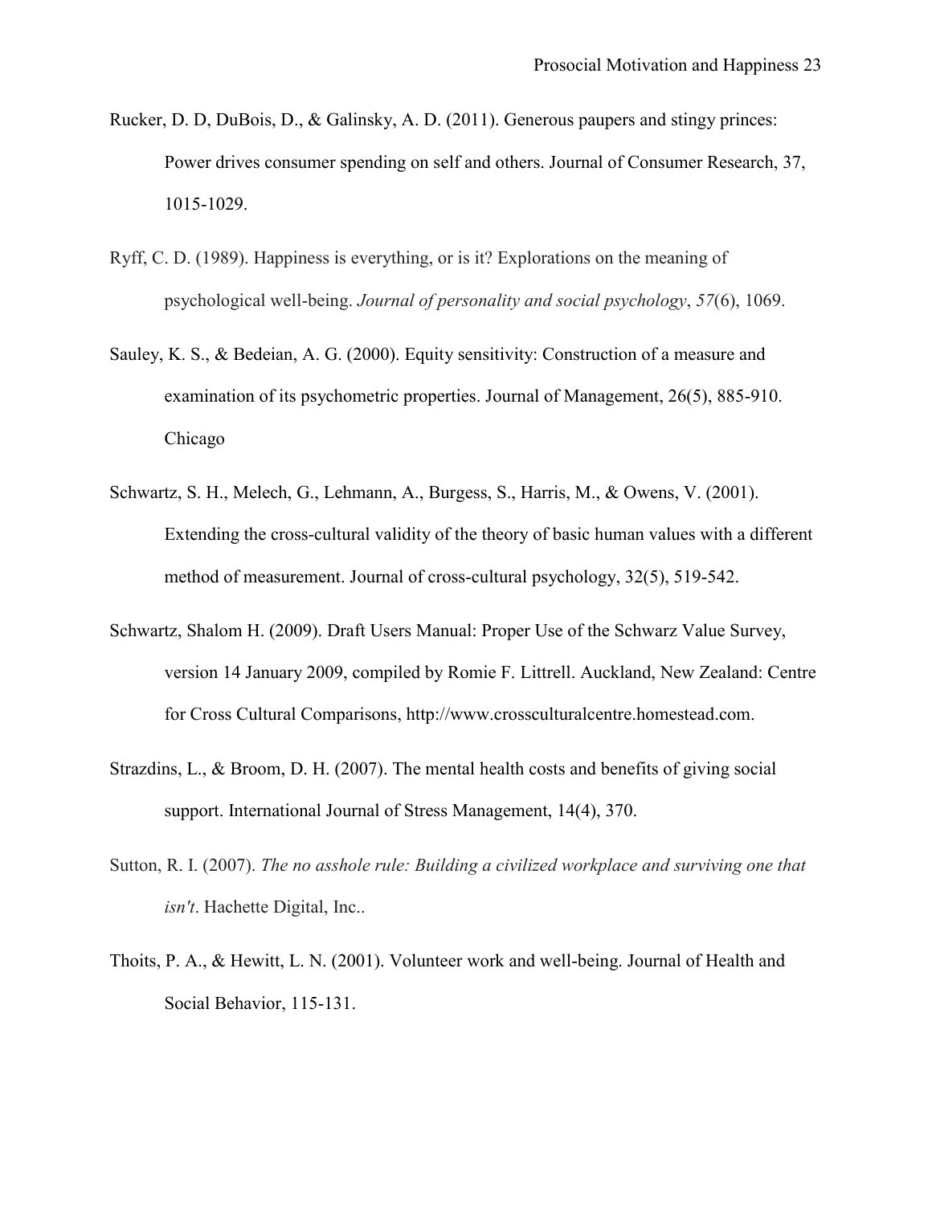Rucker, D. D, DuBois, D., & Galinsky, A. D. (2011). Generous paupers and stingy princes: Power drives consumer spending on self and others. Journal of Consumer Research, 37, 1015-1029.

Ryff, C. D. (1989). Happiness is everything, or is it? Explorations on the meaning of psychological well-being. *Journal of personality and social psychology*, *57*(6), 1069.

Sauley, K. S., & Bedeian, A. G. (2000). Equity sensitivity: Construction of a measure and examination of its psychometric properties. Journal of Management, 26(5), 885-910. Chicago

Schwartz, S. H., Melech, G., Lehmann, A., Burgess, S., Harris, M., & Owens, V. (2001). Extending the cross-cultural validity of the theory of basic human values with a different method of measurement. Journal of cross-cultural psychology, 32(5), 519-542.

Schwartz, Shalom H. (2009). Draft Users Manual: Proper Use of the Schwarz Value Survey, version 14 January 2009, compiled by Romie F. Littrell. Auckland, New Zealand: Centre for Cross Cultural Comparisons, http://www.crossculturalcentre.homestead.com.

Strazdins, L., & Broom, D. H. (2007). The mental health costs and benefits of giving social support. International Journal of Stress Management, 14(4), 370.

Sutton, R. I. (2007). *The no asshole rule: Building a civilized workplace and surviving one that isn't*. Hachette Digital, Inc..

Thoits, P. A., & Hewitt, L. N. (2001). Volunteer work and well-being. Journal of Health and Social Behavior, 115-131.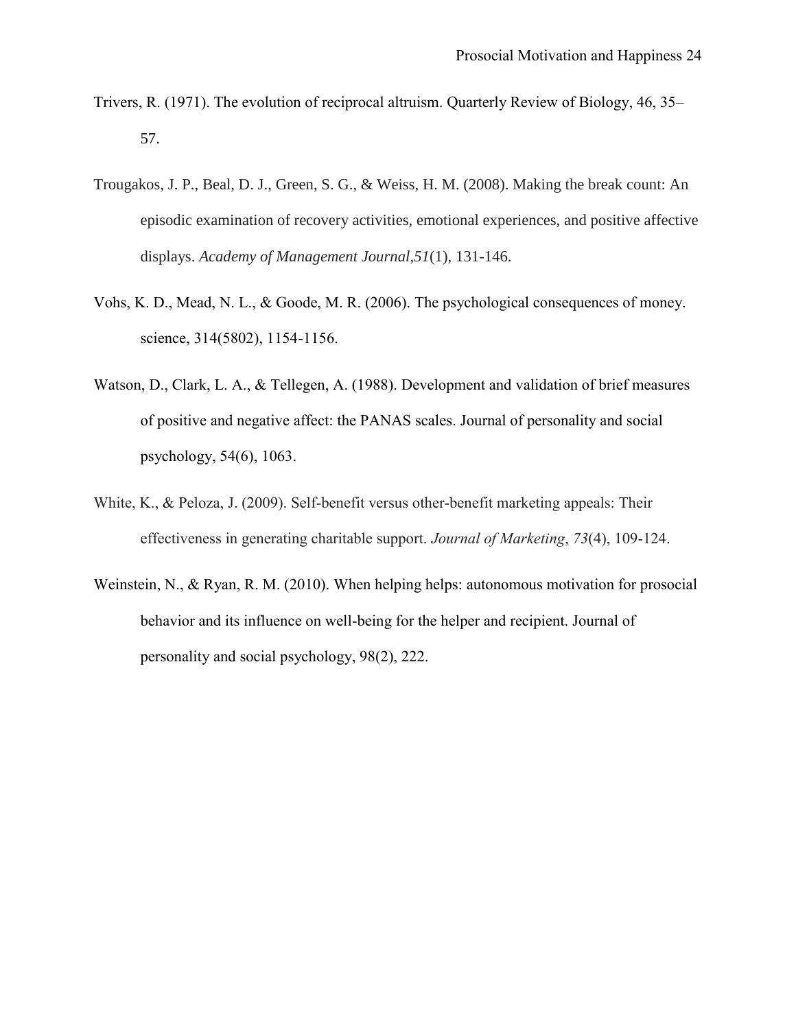Trivers, R. (1971). The evolution of reciprocal altruism. Quarterly Review of Biology, 46, 35–57.

Trougakos, J. P., Beal, D. J., Green, S. G., & Weiss, H. M. (2008). Making the break count: An episodic examination of recovery activities, emotional experiences, and positive affective displays. *Academy of Management Journal*,*51*(1), 131-146.

Vohs, K. D., Mead, N. L., & Goode, M. R. (2006). The psychological consequences of money. science, 314(5802), 1154-1156.

Watson, D., Clark, L. A., & Tellegen, A. (1988). Development and validation of brief measures of positive and negative affect: the PANAS scales. Journal of personality and social psychology, 54(6), 1063.

White, K., & Peloza, J. (2009). Self-benefit versus other-benefit marketing appeals: Their effectiveness in generating charitable support. *Journal of Marketing*, *73*(4), 109-124.

Weinstein, N., & Ryan, R. M. (2010). When helping helps: autonomous motivation for prosocial behavior and its influence on well-being for the helper and recipient. Journal of personality and social psychology, 98(2), 222.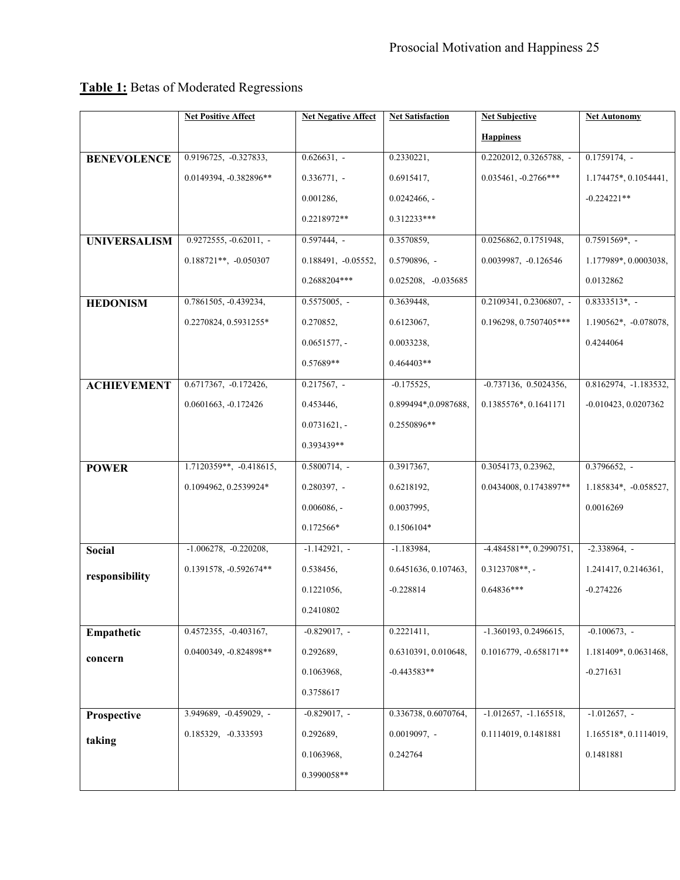**Table 1:** Betas of Moderated Regressions

| | Net Positive Affect | Net Negative Affect | Net Satisfaction | Net Subjective Happiness | Net Autonomy |
|---|---|---|---|---|---|
| **BENEVOLENCE** | 0.9196725, -0.327833, 0.0149394, -0.382896** | 0.626631, -0.336771, -0.001286, 0.2218972** | 0.2330221, 0.6915417, 0.0242466, -0.312233*** | 0.2202012, 0.3265788, -0.035461, -0.2766*** | 0.1759174, -1.174475*, 0.1054441, -0.224221** |
| **UNIVERSALISM** | 0.9272555, -0.62011, -0.188721**, -0.050307 | 0.597444, -0.188491, -0.05552, 0.2688204*** | 0.3570859, 0.5790896, -0.025208, -0.035685 | 0.0256862, 0.1751948, 0.0039987, -0.126546 | 0.7591569*, -1.177989*, 0.0003038, 0.0132862 |
| **HEDONISM** | 0.7861505, -0.439234, 0.2270824, 0.5931255* | 0.5575005, -0.270852, 0.0651577, -0.57689** | 0.3639448, 0.6123067, 0.0033238, 0.464403** | 0.2109341, 0.2306807, -0.196298, 0.7507405*** | 0.8333513*, -1.190562*, -0.078078, 0.4244064 |
| **ACHIEVEMENT** | 0.6717367, -0.172426, 0.0601663, -0.172426 | 0.217567, -0.453446, 0.0731621, -0.393439** | -0.175525, 0.899494*,0.0987688, 0.2550896** | -0.737136, 0.5024356, 0.1385576*, 0.1641171 | 0.8162974, -1.183532, -0.010423, 0.0207362 |
| **POWER** | 1.7120359**, -0.418615, 0.1094962, 0.2539924* | 0.5800714, -0.280397, -0.006086, -0.172566* | 0.3917367, 0.6218192, 0.0037995, 0.1506104* | 0.3054173, 0.23962, 0.0434008, 0.1743897** | 0.3796652, -1.185834*, -0.058527, 0.0016269 |
| **Social responsibility** | -1.006278, -0.220208, 0.1391578, -0.592674** | -1.142921, -0.538456, 0.1221056, 0.2410802 | -1.183984, 0.6451636, 0.107463, -0.228814 | -4.484581**, 0.2990751, 0.3123708**, -0.64836*** | -2.338964, -1.241417, 0.2146361, -0.274226 |
| **Empathetic concern** | 0.4572355, -0.403167, 0.0400349, -0.824898** | -0.829017, -0.292689, 0.1063968, 0.3758617 | 0.2221411, 0.6310391, 0.010648, -0.443583** | -1.360193, 0.2496615, 0.1016779, -0.658171** | -0.100673, -1.181409*, 0.0631468, -0.271631 |
| **Prospective taking** | 3.949689, -0.459029, -0.185329, -0.333593 | -0.829017, -0.292689, 0.1063968, 0.3990058** | 0.336738, 0.6070764, 0.0019097, -0.242764 | -1.012657, -1.165518, 0.1114019, 0.1481881 | -1.012657, -1.165518*, 0.1114019, 0.1481881 |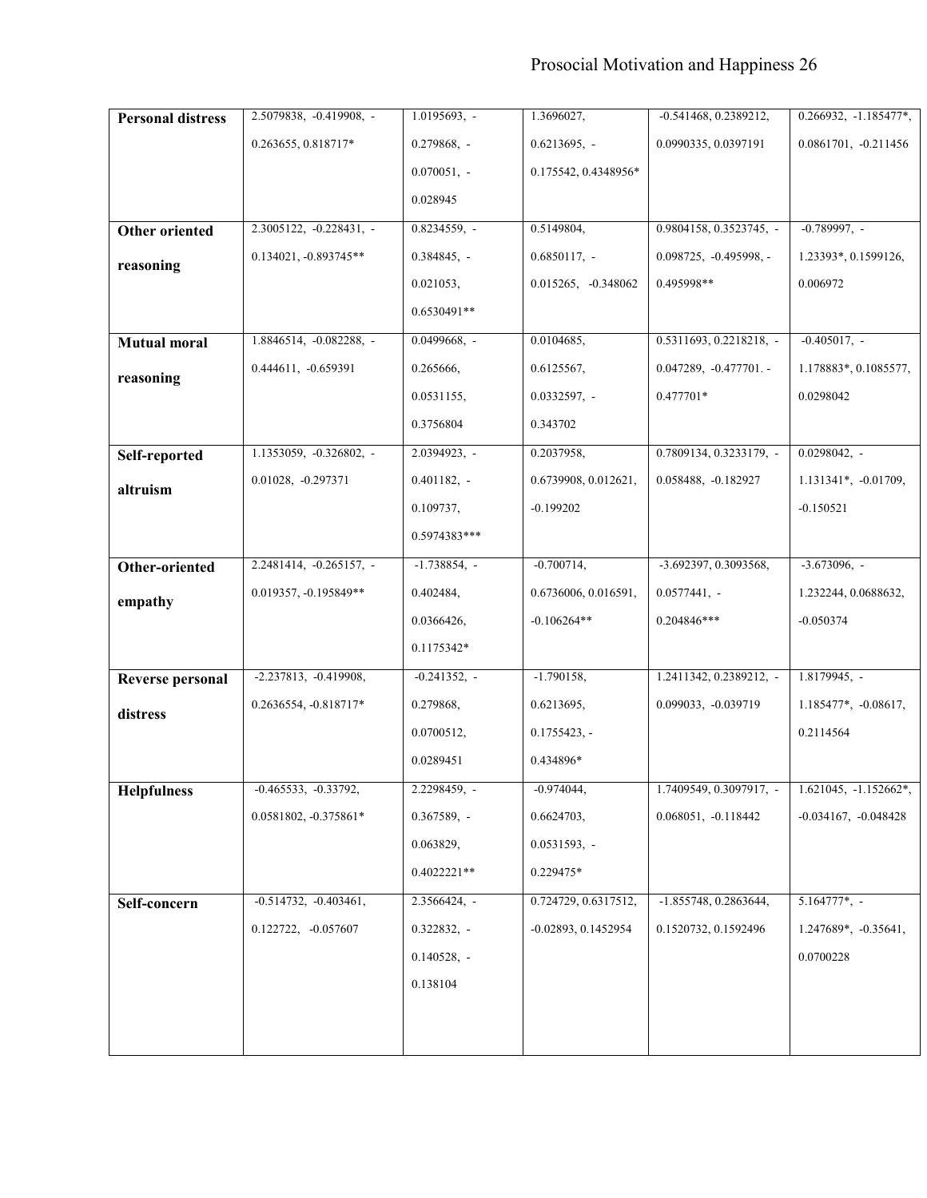| | | | | | |
|---|---|---|---|---|---|
| **Personal distress** | 2.5079838, -0.419908, -0.263655, 0.818717* | 1.0195693, -0.279868, -0.070051, -0.028945 | 1.3696027, 0.6213695, -0.175542, 0.4348956* | -0.541468, 0.2389212, 0.0990335, 0.0397191 | 0.266932, -1.185477*, 0.0861701, -0.211456 |
| **Other oriented reasoning** | 2.3005122, -0.228431, -0.134021, -0.893745** | 0.8234559, -0.384845, -0.021053, 0.6530491** | 0.5149804, 0.6850117, -0.015265, -0.348062 | 0.9804158, 0.3523745, -0.098725, -0.495998, -0.495998** | -0.789997, -1.23393*, 0.1599126, 0.006972 |
| **Mutual moral reasoning** | 1.8846514, -0.082288, -0.444611, -0.659391 | 0.0499668, -0.265666, 0.0531155, 0.3756804 | 0.0104685, 0.6125567, 0.0332597, -0.343702 | 0.5311693, 0.2218218, -0.047289, -0.477701. -0.477701* | -0.405017, -1.178883*, 0.1085577, 0.0298042 |
| **Self-reported altruism** | 1.1353059, -0.326802, -0.01028, -0.297371 | 2.0394923, -0.401182, -0.109737, 0.5974383*** | 0.2037958, 0.6739908, 0.012621, -0.199202 | 0.7809134, 0.3233179, -0.058488, -0.182927 | 0.0298042, -1.131341*, -0.01709, -0.150521 |
| **Other-oriented empathy** | 2.2481414, -0.265157, -0.019357, -0.195849** | -1.738854, -0.402484, 0.0366426, 0.1175342* | -0.700714, 0.6736006, 0.016591, -0.106264** | -3.692397, 0.3093568, 0.0577441, -0.204846*** | -3.673096, -1.232244, 0.0688632, -0.050374 |
| **Reverse personal distress** | -2.237813, -0.419908, 0.2636554, -0.818717* | -0.241352, -0.279868, 0.0700512, 0.0289451 | -1.790158, 0.6213695, 0.1755423, -0.434896* | 1.2411342, 0.2389212, -0.099033, -0.039719 | 1.8179945, -1.185477*, -0.08617, 0.2114564 |
| **Helpfulness** | -0.465533, -0.33792, 0.0581802, -0.375861* | 2.2298459, -0.367589, -0.063829, 0.4022221** | -0.974044, 0.6624703, 0.0531593, -0.229475* | 1.7409549, 0.3097917, -0.068051, -0.118442 | 1.621045, -1.152662*, -0.034167, -0.048428 |
| **Self-concern** | -0.514732, -0.403461, 0.122722, -0.057607 | 2.3566424, -0.322832, -0.140528, -0.138104 | 0.724729, 0.6317512, -0.02893, 0.1452954 | -1.855748, 0.2863644, 0.1520732, 0.1592496 | 5.164777*, -1.247689*, -0.35641, 0.0700228 |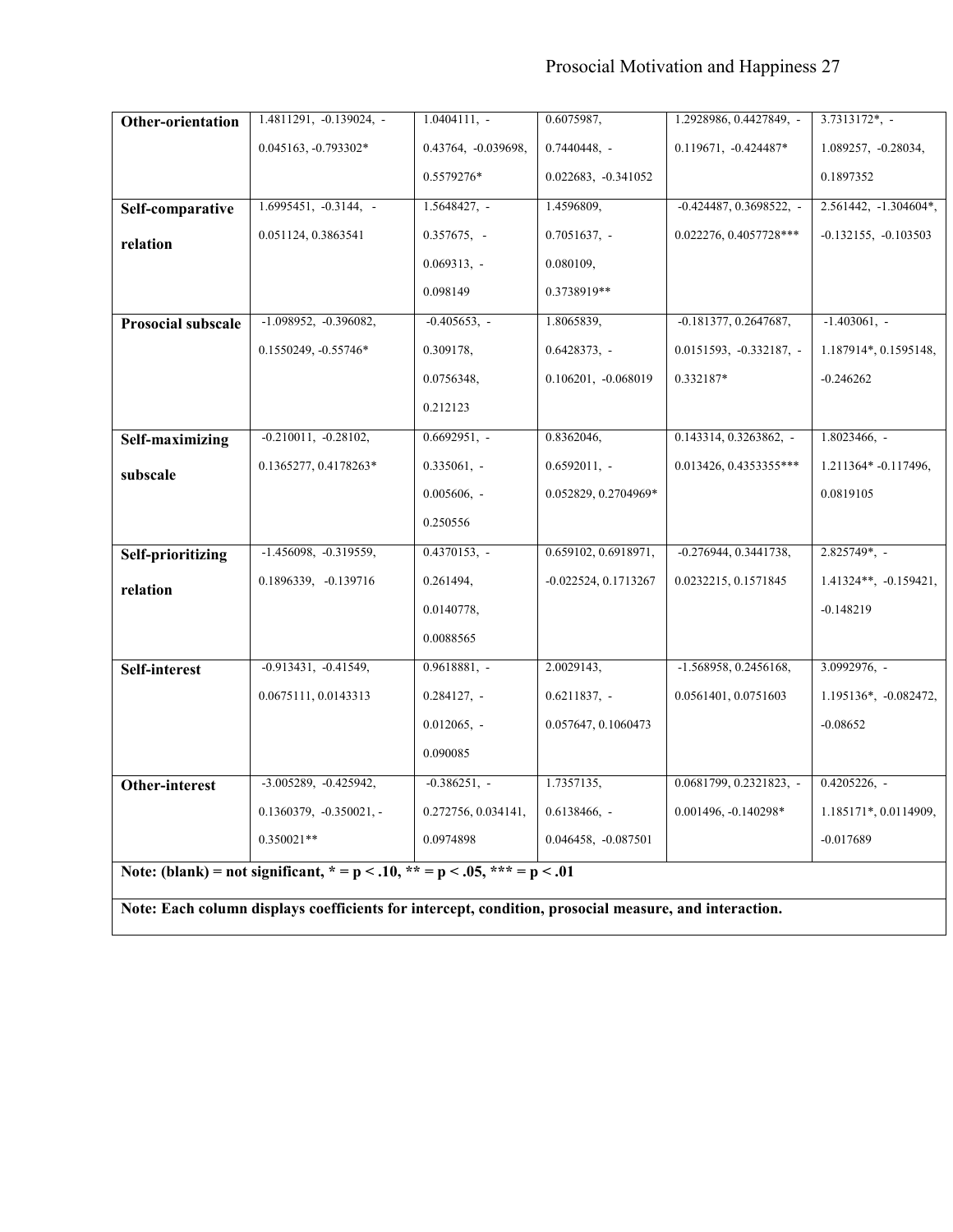| | | | | | |
|---|---|---|---|---|---|
| **Other-orientation** | 1.4811291, -0.139024, -0.045163, -0.793302* | 1.0404111, -0.43764, -0.039698, 0.5579276* | 0.6075987, 0.7440448, -0.022683, -0.341052 | 1.2928986, 0.4427849, -0.119671, -0.424487* | 3.7313172*, -1.089257, -0.28034, 0.1897352 |
| **Self-comparative relation** | 1.6995451, -0.3144, -0.051124, 0.3863541 | 1.5648427, -0.357675, -0.069313, -0.098149 | 1.4596809, 0.7051637, -0.080109, 0.3738919** | -0.424487, 0.3698522, -0.022276, 0.4057728*** | 2.561442, -1.304604*, -0.132155, -0.103503 |
| **Prosocial subscale** | -1.098952, -0.396082, 0.1550249, -0.55746* | -0.405653, -0.309178, 0.0756348, 0.212123 | 1.8065839, 0.6428373, -0.106201, -0.068019 | -0.181377, 0.2647687, 0.0151593, -0.332187, -0.332187* | -1.403061, -1.187914*, 0.1595148, -0.246262 |
| **Self-maximizing subscale** | -0.210011, -0.28102, 0.1365277, 0.4178263* | 0.6692951, -0.335061, -0.005606, -0.250556 | 0.8362046, 0.6592011, -0.052829, 0.2704969* | 0.143314, 0.3263862, -0.013426, 0.4353355*** | 1.8023466, -1.211364* -0.117496, 0.0819105 |
| **Self-prioritizing relation** | -1.456098, -0.319559, 0.1896339, -0.139716 | 0.4370153, -0.261494, 0.0140778, 0.0088565 | 0.659102, 0.6918971, -0.022524, 0.1713267 | -0.276944, 0.3441738, 0.0232215, 0.1571845 | 2.825749*, -1.41324**, -0.159421, -0.148219 |
| **Self-interest** | -0.913431, -0.41549, 0.0675111, 0.0143313 | 0.9618881, -0.284127, -0.012065, -0.090085 | 2.0029143, 0.6211837, -0.057647, 0.1060473 | -1.568958, 0.2456168, 0.0561401, 0.0751603 | 3.0992976, -1.195136*, -0.082472, -0.08652 |
| **Other-interest** | -3.005289, -0.425942, 0.1360379, -0.350021, -0.350021** | -0.386251, -0.272756, 0.034141, 0.0974898 | 1.7357135, 0.6138466, -0.046458, -0.087501 | 0.0681799, 0.2321823, -0.001496, -0.140298* | 0.4205226, -1.185171*, 0.0114909, -0.017689 |

**Note: (blank) = not significant, * = p < .10, ** = p < .05, *** = p < .01**

**Note: Each column displays coefficients for intercept, condition, prosocial measure, and interaction.**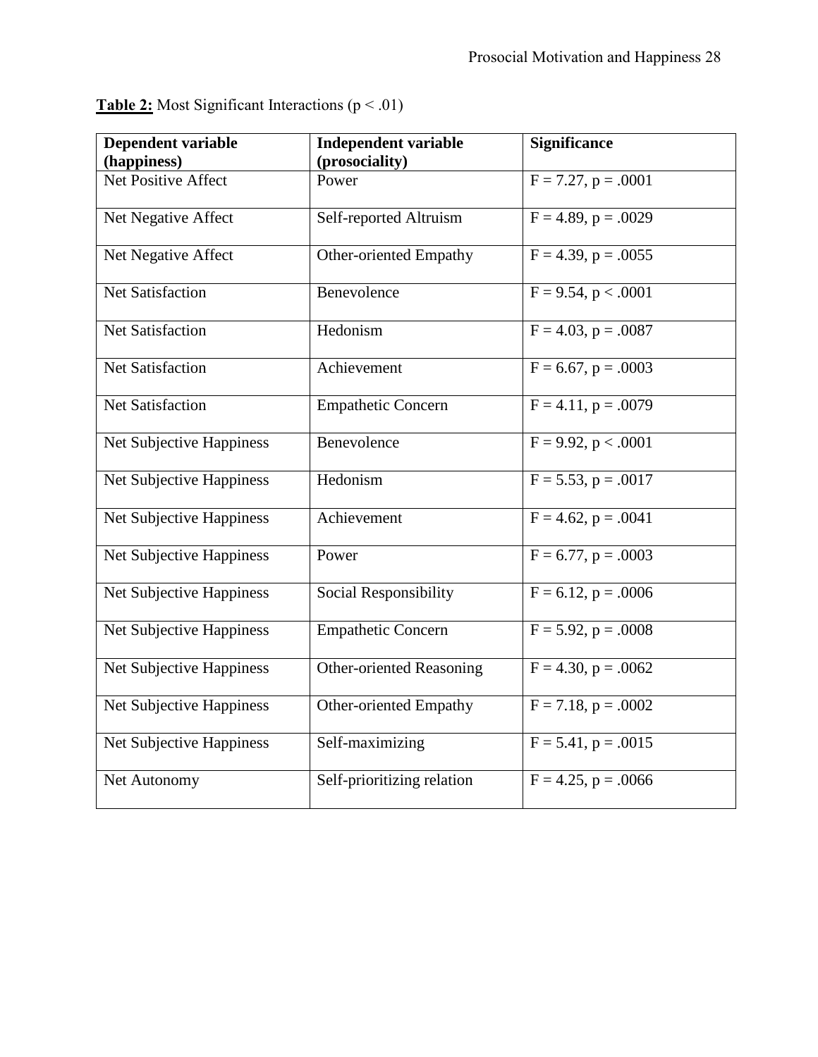**Table 2:** Most Significant Interactions ($p < .01$)

| **Dependent variable (happiness)** | **Independent variable (prosociality)** | **Significance** |
|---|---|---|
| Net Positive Affect | Power | $F = 7.27$, $p = .0001$ |
| Net Negative Affect | Self-reported Altruism | $F = 4.89$, $p = .0029$ |
| Net Negative Affect | Other-oriented Empathy | $F = 4.39$, $p = .0055$ |
| Net Satisfaction | Benevolence | $F = 9.54$, $p < .0001$ |
| Net Satisfaction | Hedonism | $F = 4.03$, $p = .0087$ |
| Net Satisfaction | Achievement | $F = 6.67$, $p = .0003$ |
| Net Satisfaction | Empathetic Concern | $F = 4.11$, $p = .0079$ |
| Net Subjective Happiness | Benevolence | $F = 9.92$, $p < .0001$ |
| Net Subjective Happiness | Hedonism | $F = 5.53$, $p = .0017$ |
| Net Subjective Happiness | Achievement | $F = 4.62$, $p = .0041$ |
| Net Subjective Happiness | Power | $F = 6.77$, $p = .0003$ |
| Net Subjective Happiness | Social Responsibility | $F = 6.12$, $p = .0006$ |
| Net Subjective Happiness | Empathetic Concern | $F = 5.92$, $p = .0008$ |
| Net Subjective Happiness | Other-oriented Reasoning | $F = 4.30$, $p = .0062$ |
| Net Subjective Happiness | Other-oriented Empathy | $F = 7.18$, $p = .0002$ |
| Net Subjective Happiness | Self-maximizing | $F = 5.41$, $p = .0015$ |
| Net Autonomy | Self-prioritizing relation | $F = 4.25$, $p = .0066$ |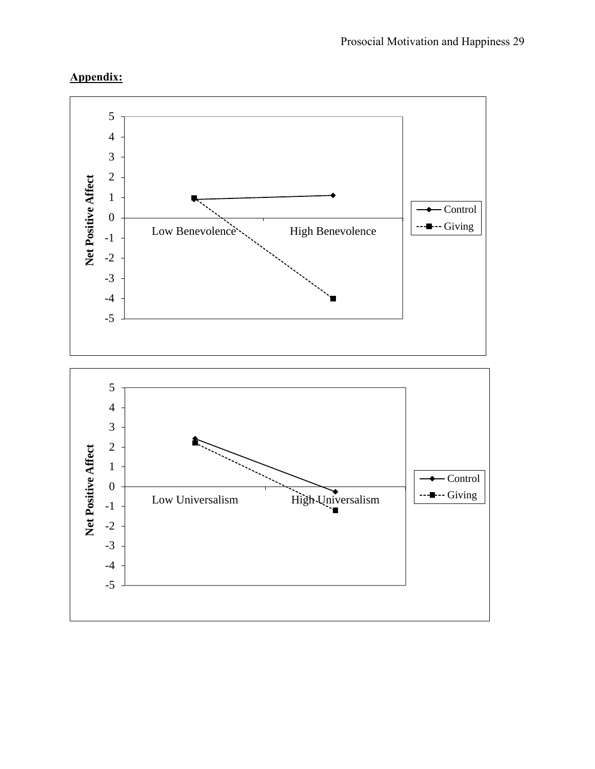**Appendix:**

Net Positive Affect

5
4
3
2
1
0
-1
-2
-3
-4
-5

Low Benevolence

High Benevolence

Control

Giving

Net Positive Affect

5
4
3
2
1
0
-1
-2
-3
-4
-5

Low Universalism

High Universalism

Control

Giving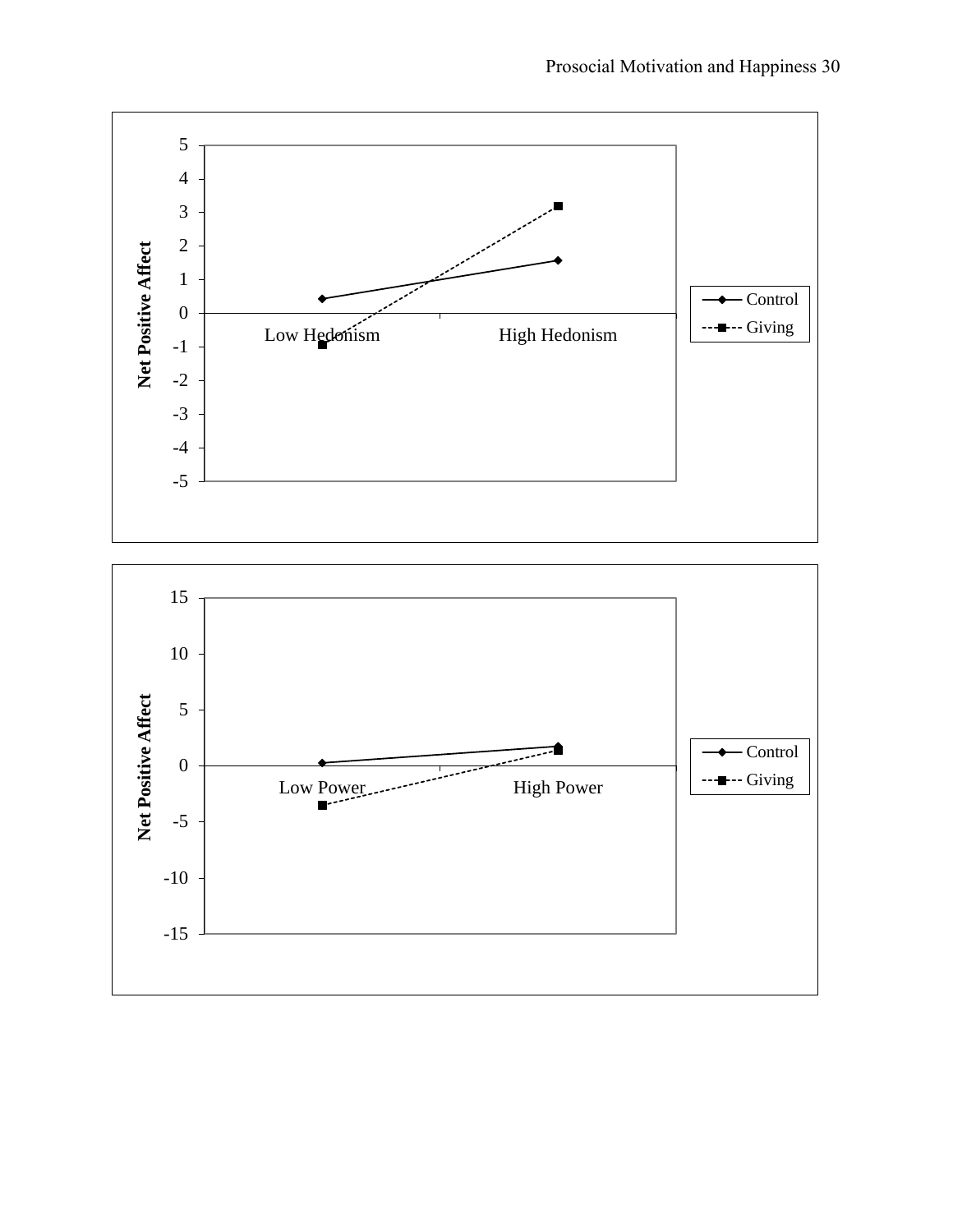5
4
3
2
1
0
-1
-2
-3
-4
-5

Net Positive Affect

Low Hedonism

High Hedonism

Control

Giving

15
10
5
0
-5
-10
-15

Net Positive Affect

Low Power

High Power

Control

Giving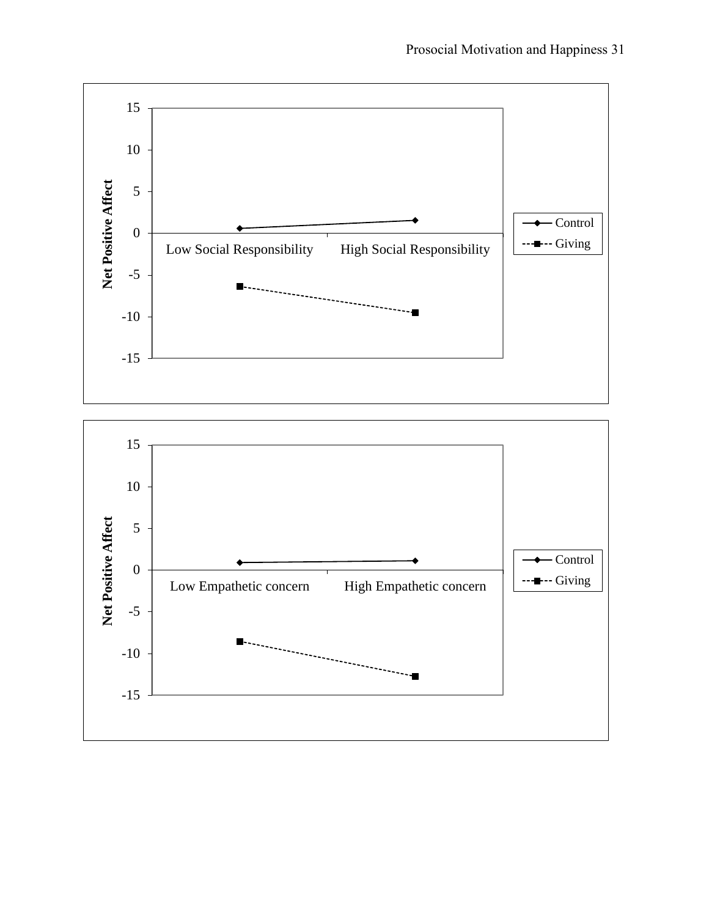15

10

5

0

-5

-10

-15

Net Positive Affect

Low Social Responsibility

High Social Responsibility

Control

Giving

15

10

5

0

-5

-10

-15

Net Positive Affect

Low Empathetic concern

High Empathetic concern

Control

Giving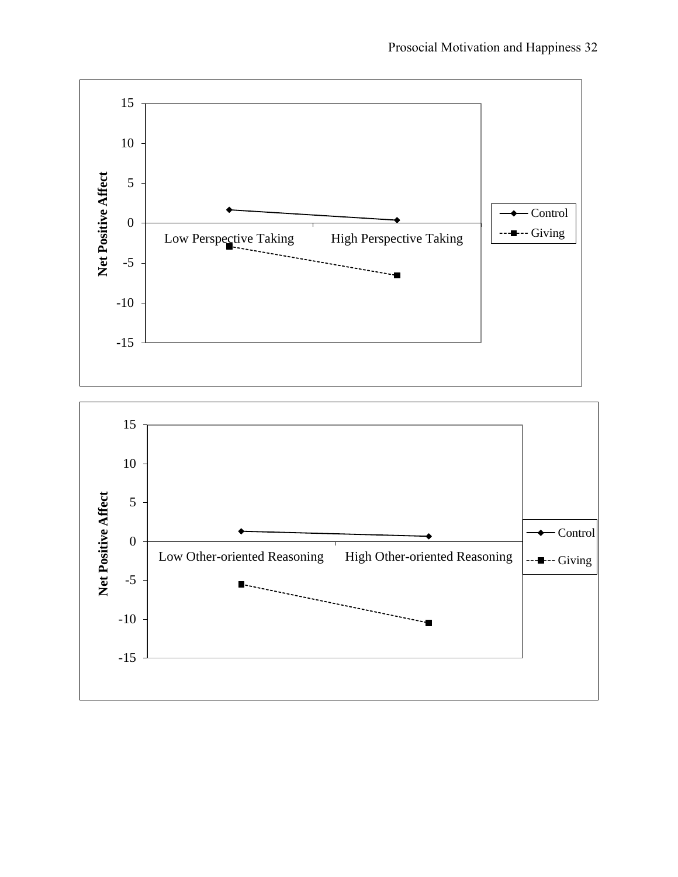Net Positive Affect

15, 10, 5, 0, -5, -10, -15

Low Perspective Taking | High Perspective Taking

Control
Giving

Net Positive Affect

15, 10, 5, 0, -5, -10, -15

Low Other-oriented Reasoning | High Other-oriented Reasoning

Control
Giving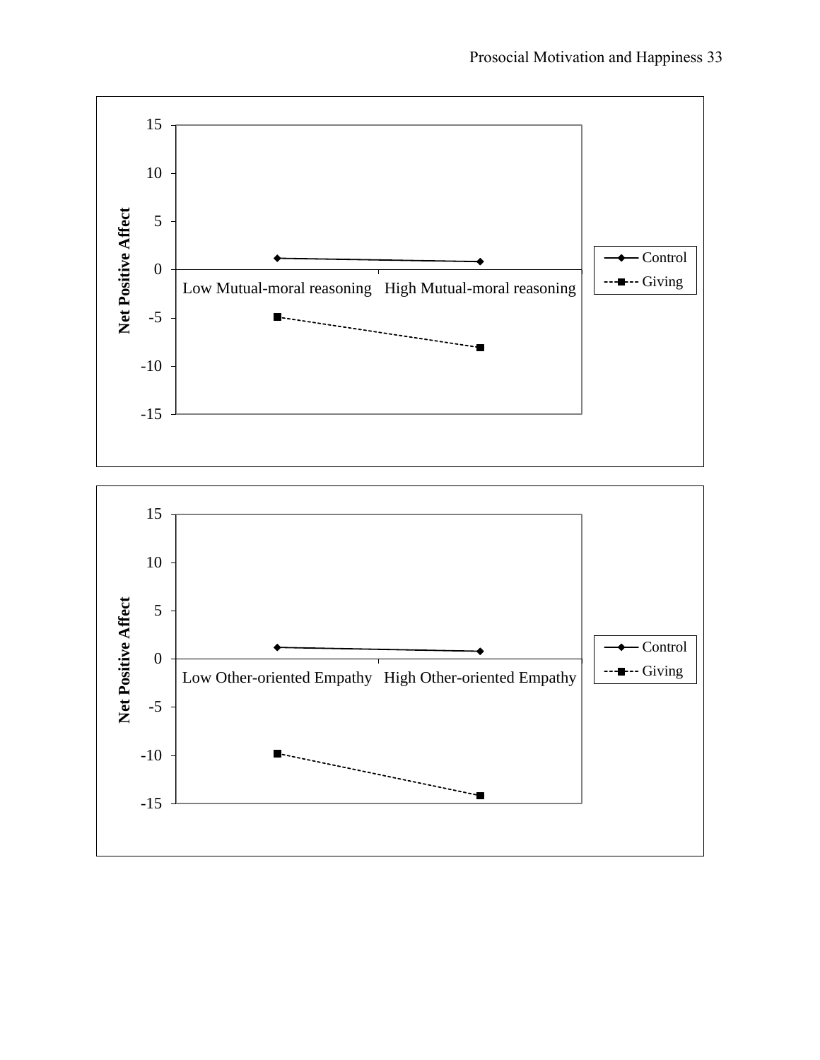15

10

5

0

-5

-10

-15

Net Positive Affect

Low Mutual-moral reasoning

High Mutual-moral reasoning

Control

Giving

15

10

5

0

-5

-10

-15

Net Positive Affect

Low Other-oriented Empathy

High Other-oriented Empathy

Control

Giving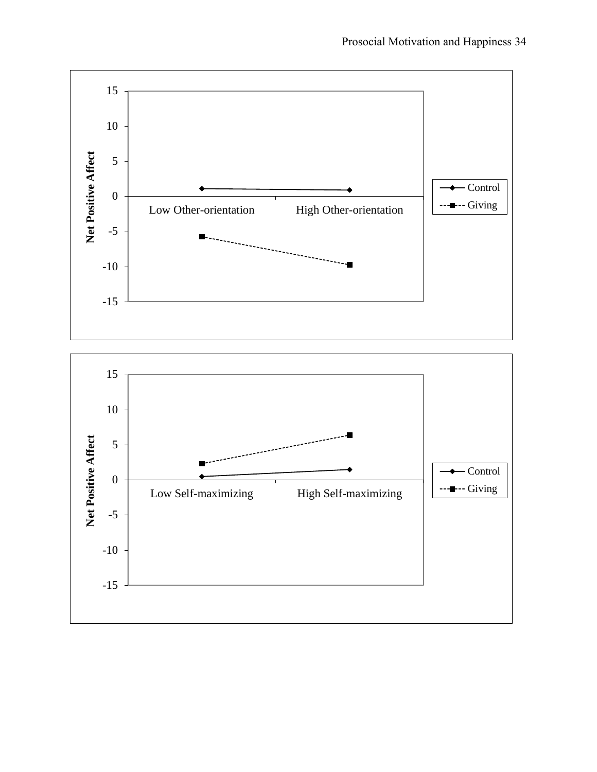Net Positive Affect

15

10

5

0

-5

-10

-15

Low Other-orientation High Other-orientation

Control

Giving

Net Positive Affect

15

10

5

0

-5

-10

-15

Low Self-maximizing High Self-maximizing

Control

Giving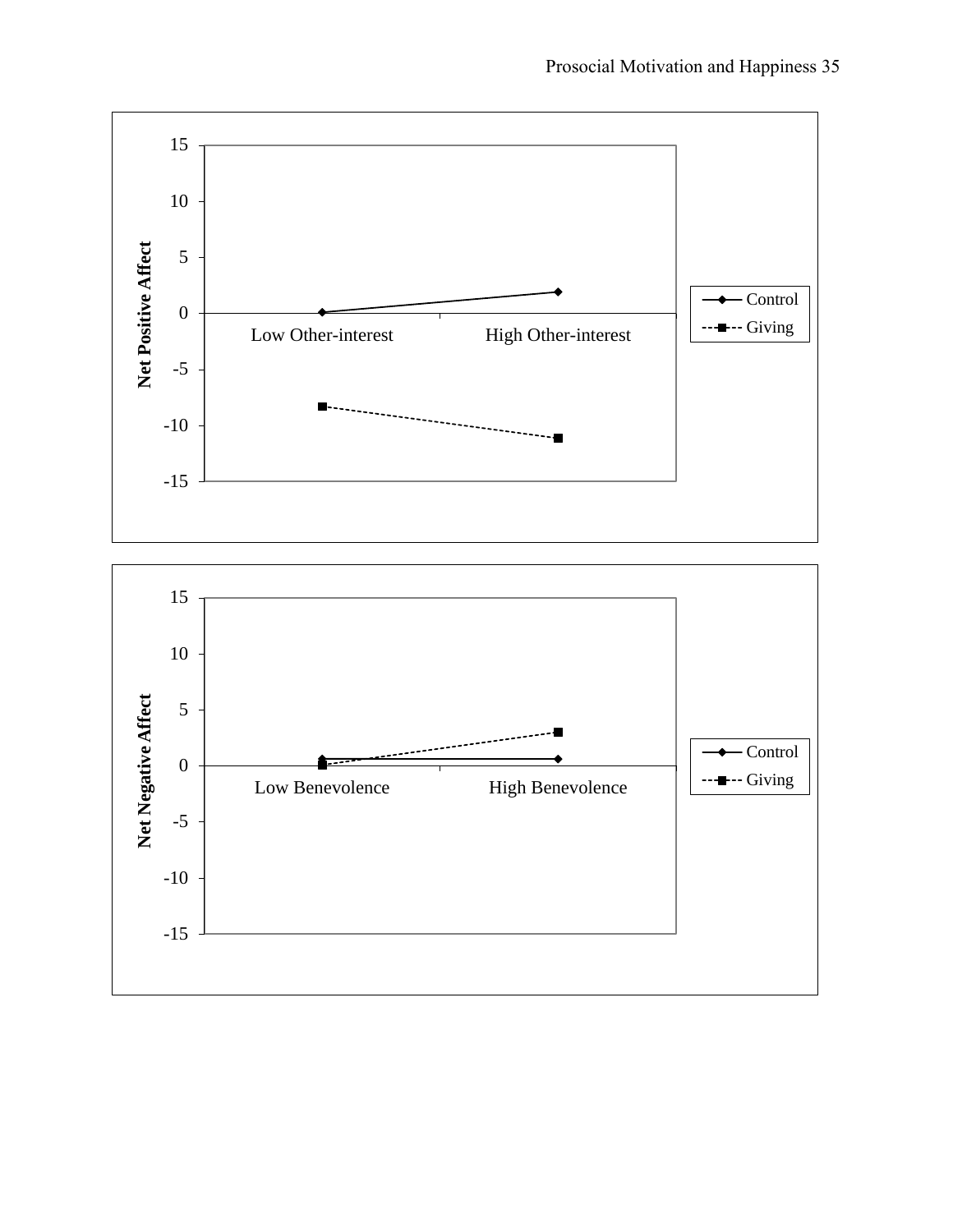15
10
5
0
-5
-10
-15

Net Positive Affect

Low Other-interest

High Other-interest

Control

Giving

15
10
5
0
-5
-10
-15

Net Negative Affect

Low Benevolence

High Benevolence

Control

Giving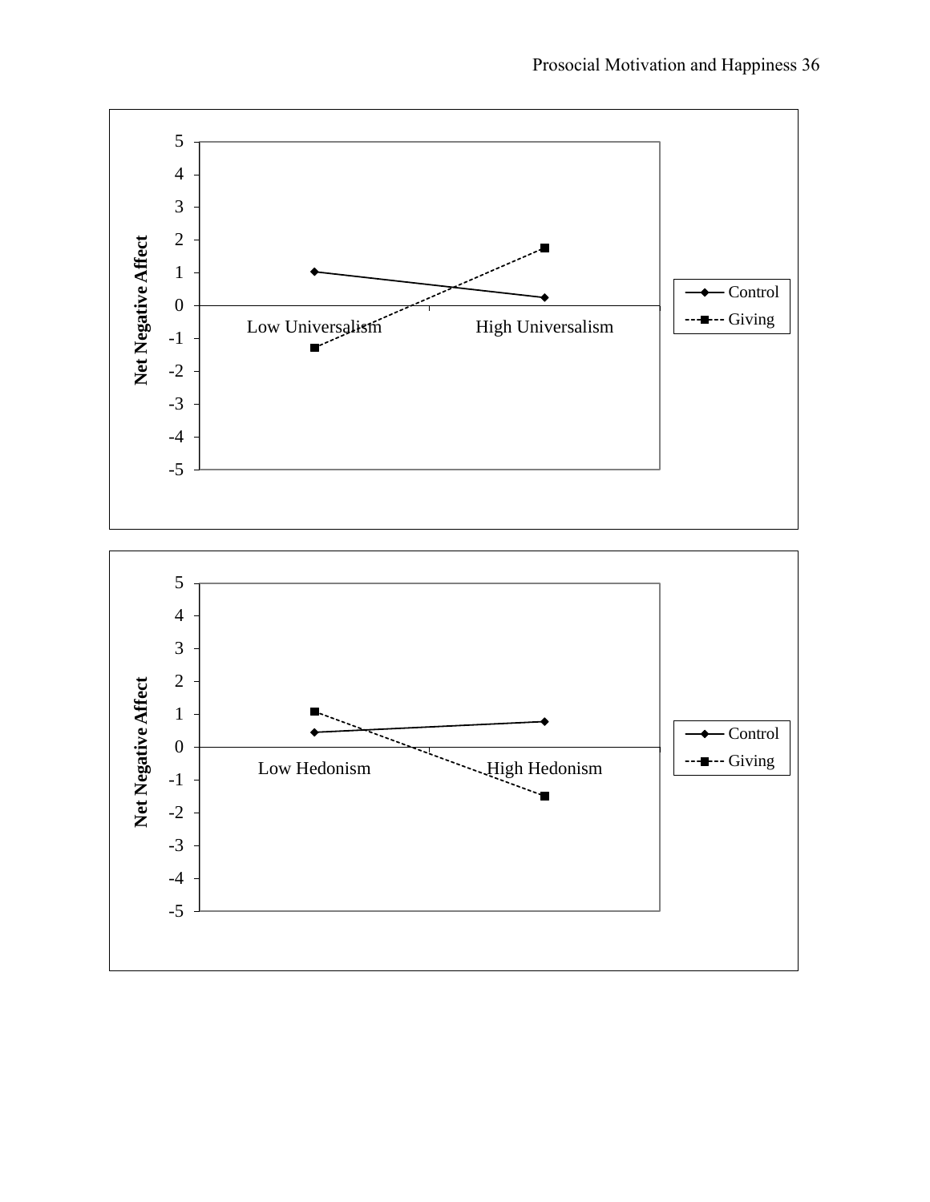5
4
3
2
1
0
-1
-2
-3
-4
-5

Net Negative Affect

Low Universalism

High Universalism

Control

Giving

5
4
3
2
1
0
-1
-2
-3
-4
-5

Net Negative Affect

Low Hedonism

High Hedonism

Control

Giving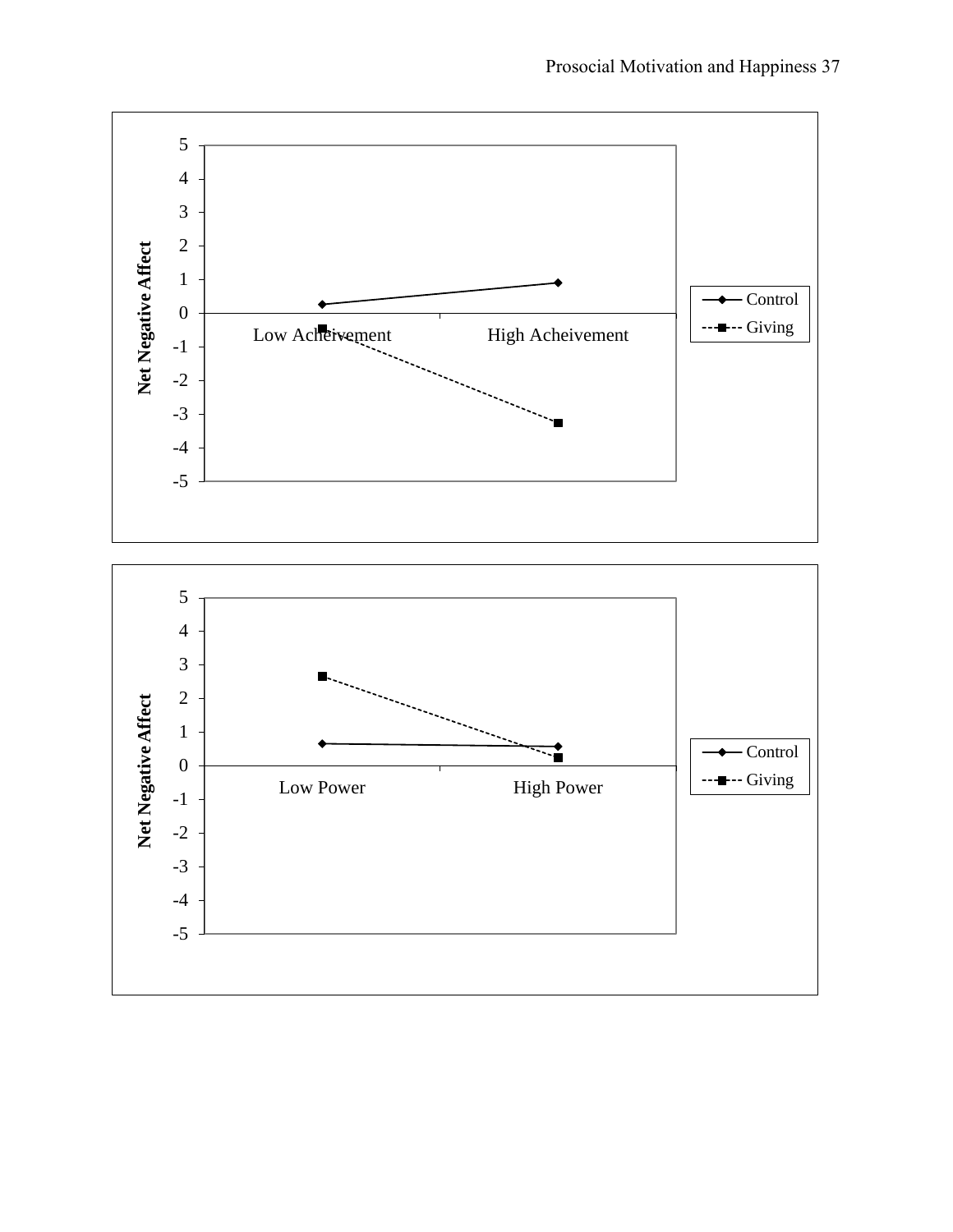5
4
3
2
1
0
-1
-2
-3
-4
-5

Net Negative Affect

Low Acheivement

High Acheivement

Control

Giving

5
4
3
2
1
0
-1
-2
-3
-4
-5

Net Negative Affect

Low Power

High Power

Control

Giving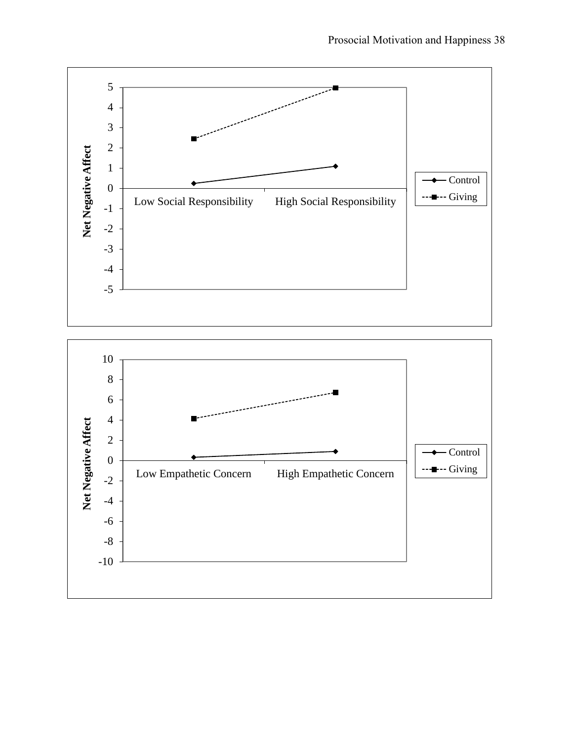5
4
3
2
1
0
-1
-2
-3
-4
-5

Net Negative Affect

Low Social Responsibility

High Social Responsibility

Control

Giving

10
8
6
4
2
0
-2
-4
-6
-8
-10

Net Negative Affect

Low Empathetic Concern

High Empathetic Concern

Control

Giving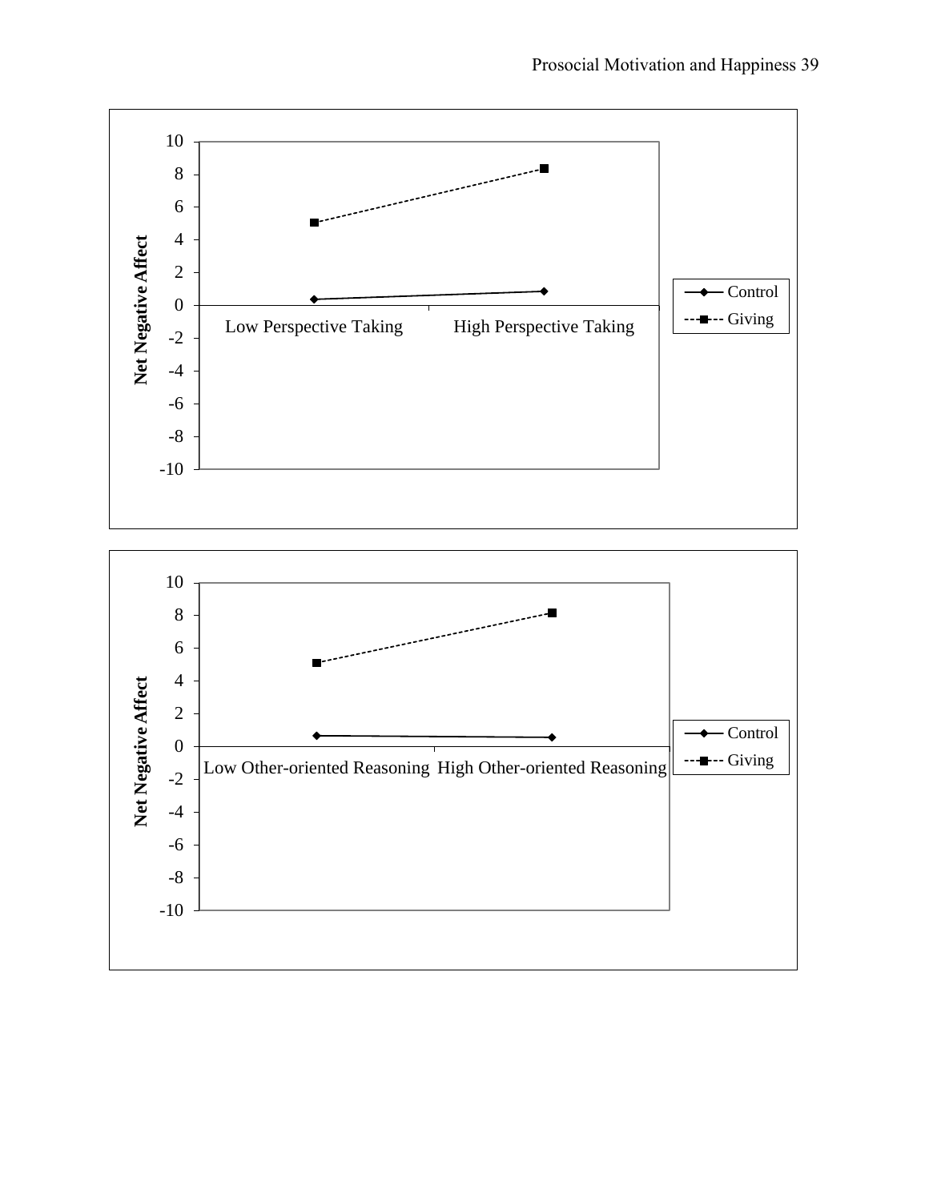10
8
6
4
2
0
-2
-4
-6
-8
-10

Net Negative Affect

Low Perspective Taking

High Perspective Taking

Control

Giving

10
8
6
4
2
0
-2
-4
-6
-8
-10

Net Negative Affect

Low Other-oriented Reasoning

High Other-oriented Reasoning

Control

Giving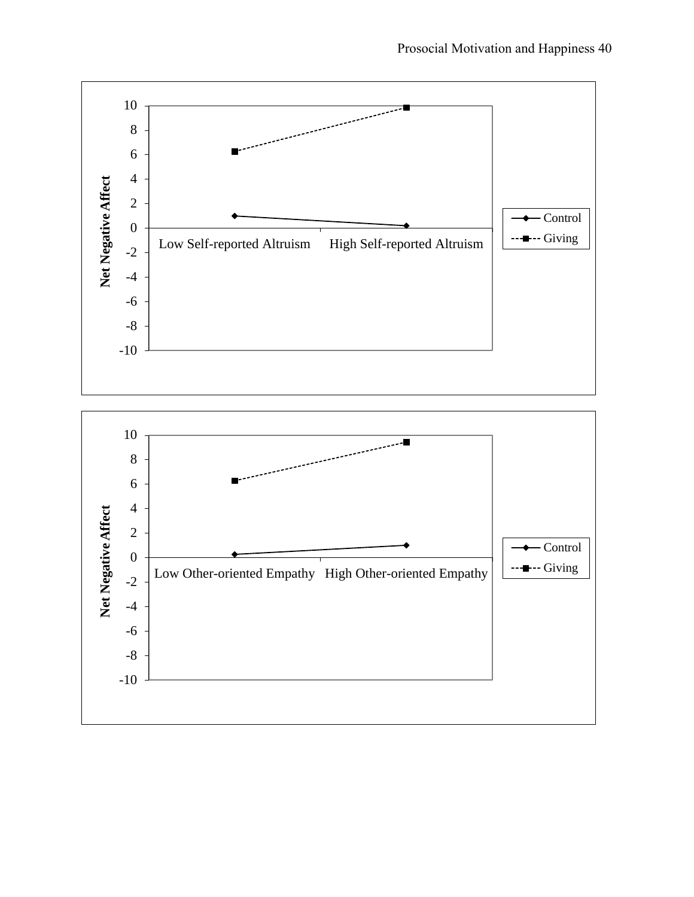Net Negative Affect

10
8
6
4
2
0
-2
-4
-6
-8
-10

Low Self-reported Altruism
High Self-reported Altruism

Control
Giving

Net Negative Affect

10
8
6
4
2
0
-2
-4
-6
-8
-10

Low Other-oriented Empathy
High Other-oriented Empathy

Control
Giving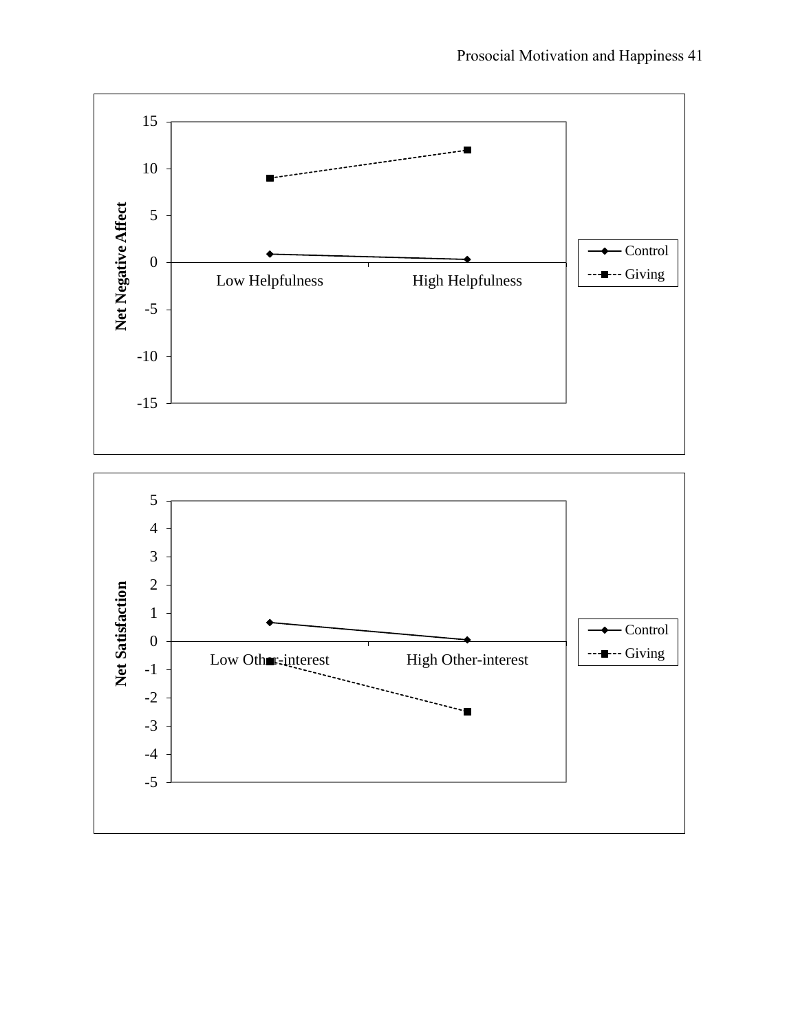15
10
5
0
-5
-10
-15

Net Negative Affect

Low Helpfulness

High Helpfulness

Control

Giving

5
4
3
2
1
0
-1
-2
-3
-4
-5

Net Satisfaction

Low Other-interest

High Other-interest

Control

Giving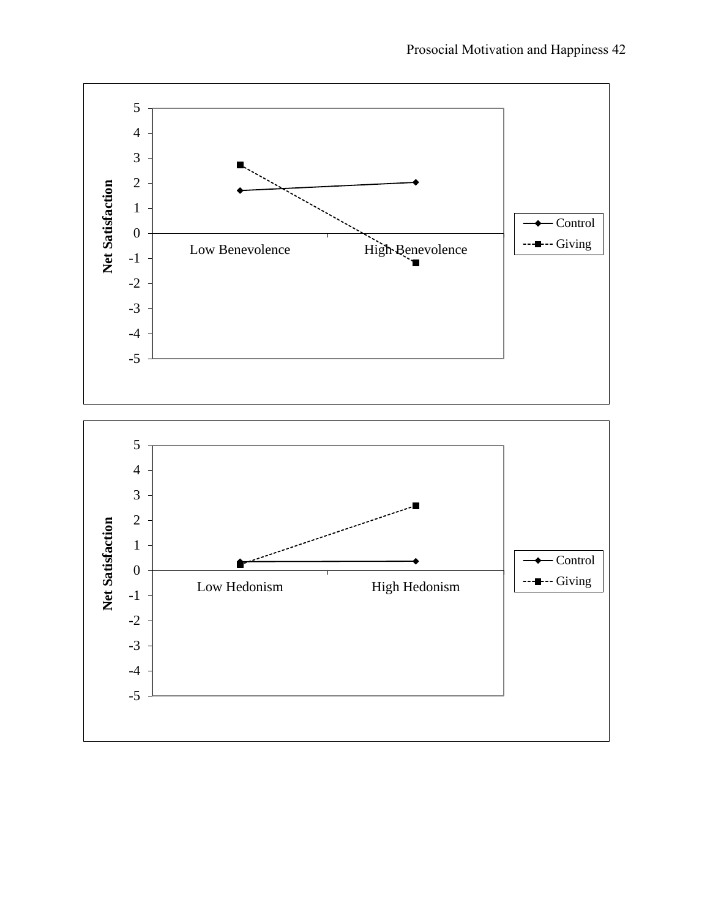5
4
3
2
1
0
-1
-2
-3
-4
-5

Net Satisfaction

Low Benevolence

High Benevolence

Control

Giving

5
4
3
2
1
0
-1
-2
-3
-4
-5

Net Satisfaction

Low Hedonism

High Hedonism

Control

Giving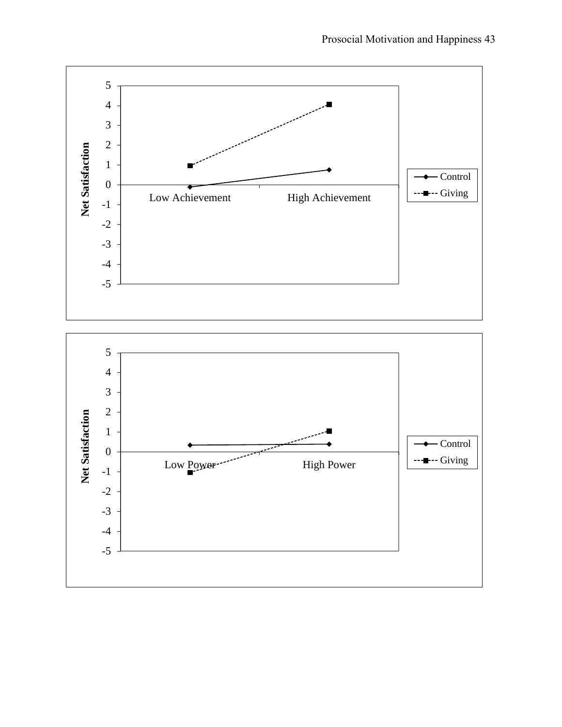5
4
3
2
1
0
-1
-2
-3
-4
-5

Net Satisfaction

Low Achievement

High Achievement

Control

Giving

5
4
3
2
1
0
-1
-2
-3
-4
-5

Net Satisfaction

Low Power

High Power

Control

Giving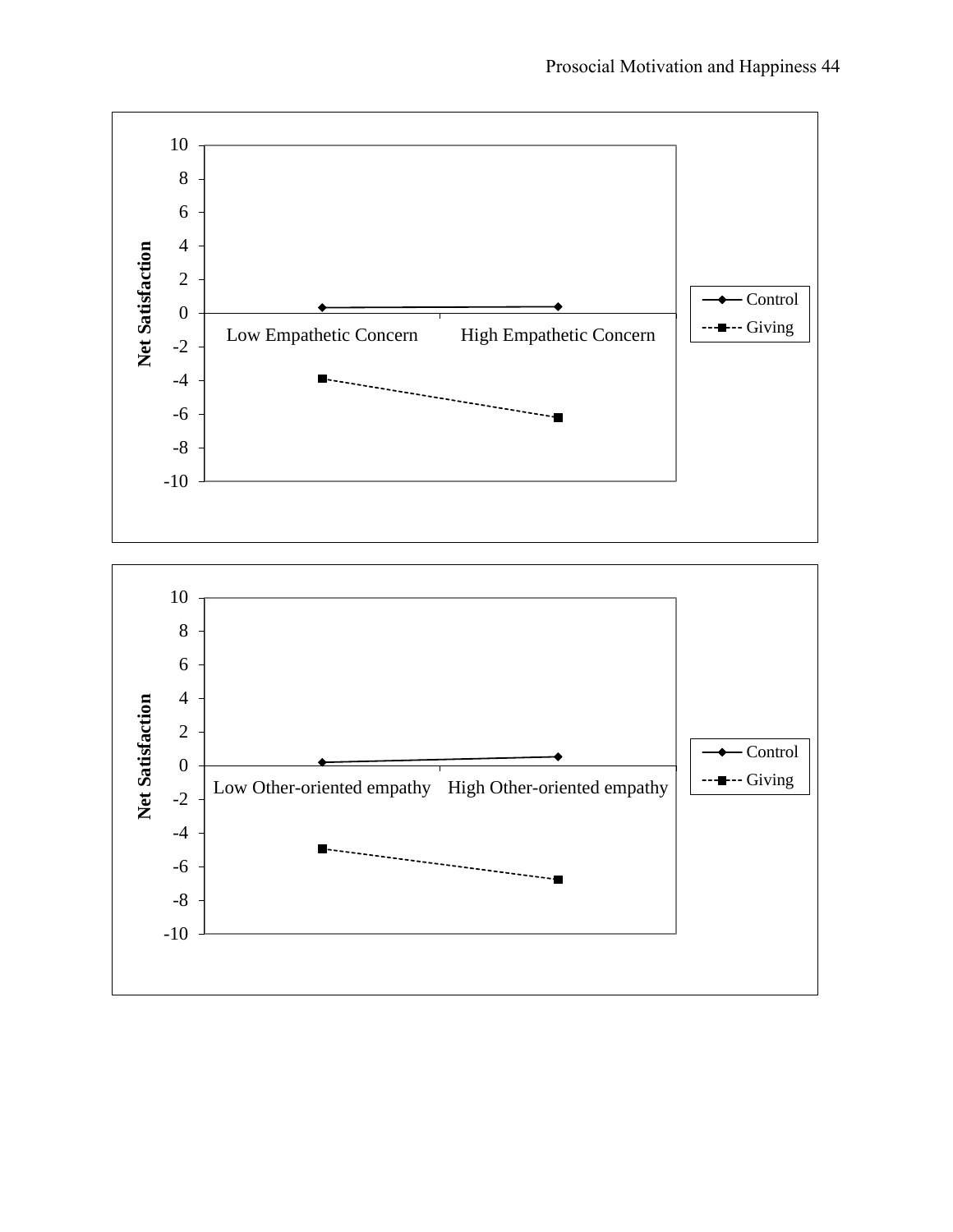10
8
6
4
2
0
-2
-4
-6
-8
-10

Net Satisfaction

Low Empathetic Concern

High Empathetic Concern

Control

Giving

10
8
6
4
2
0
-2
-4
-6
-8
-10

Net Satisfaction

Low Other-oriented empathy

High Other-oriented empathy

Control

Giving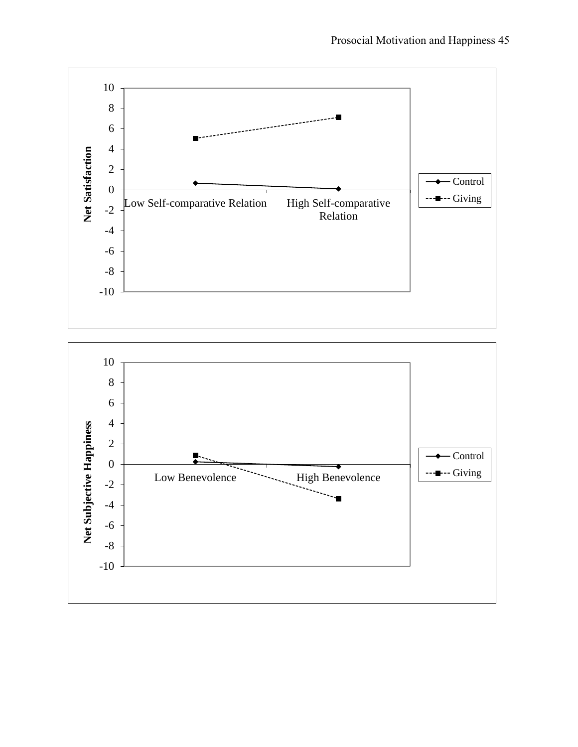10
8
6
4
2
0
-2
-4
-6
-8
-10

Net Satisfaction

Low Self-comparative Relation

High Self-comparative Relation

Control

Giving

10
8
6
4
2
0
-2
-4
-6
-8
-10

Net Subjective Happiness

Low Benevolence

High Benevolence

Control

Giving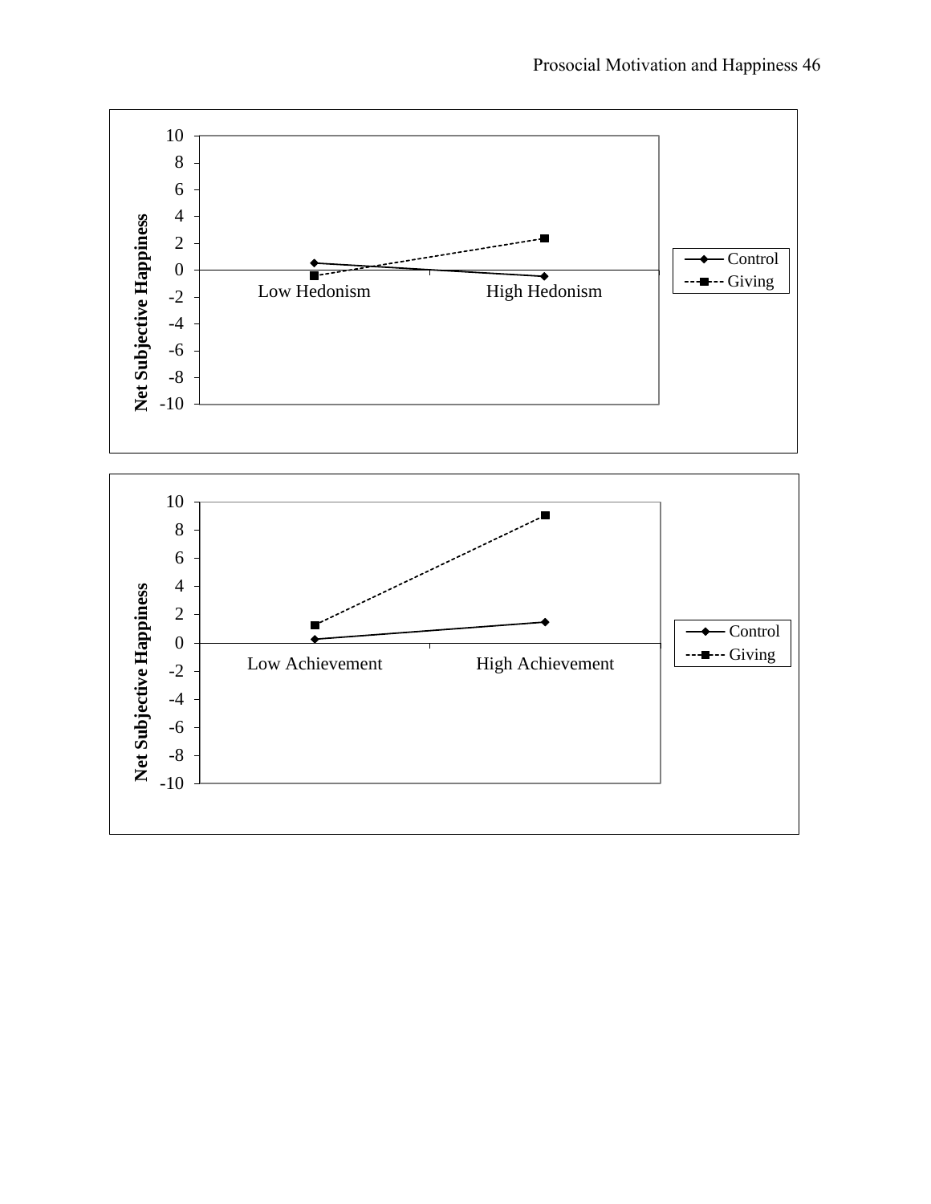Net Subjective Happiness

10
8
6
4
2
0
-2
-4
-6
-8
-10

Low Hedonism

High Hedonism

Control

Giving

Net Subjective Happiness

10
8
6
4
2
0
-2
-4
-6
-8
-10

Low Achievement

High Achievement

Control

Giving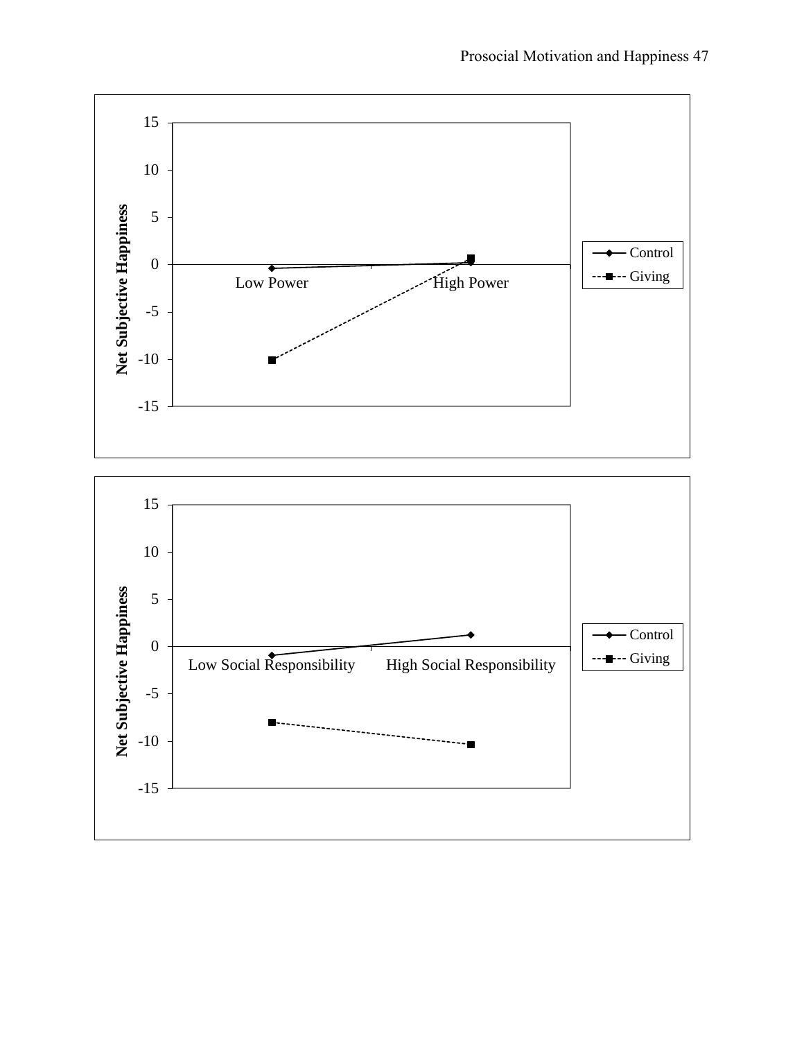15
10
5
0
-5
-10
-15

Net Subjective Happiness

Low Power

High Power

Control

Giving

15
10
5
0
-5
-10
-15

Net Subjective Happiness

Low Social Responsibility

High Social Responsibility

Control

Giving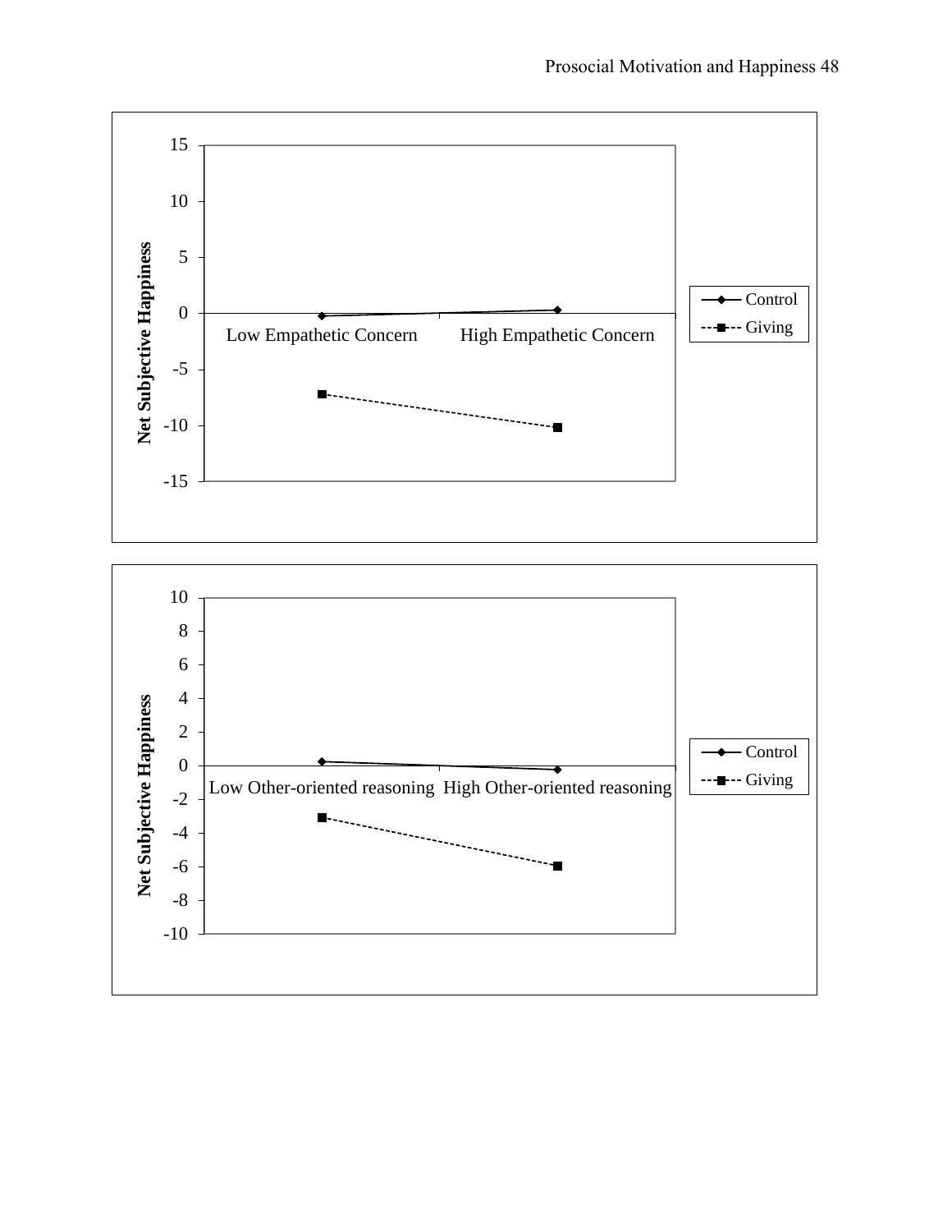15
10
5
0
-5
-10
-15

Net Subjective Happiness

Low Empathetic Concern

High Empathetic Concern

Control

Giving

10
8
6
4
2
0
-2
-4
-6
-8
-10

Net Subjective Happiness

Low Other-oriented reasoning

High Other-oriented reasoning

Control

Giving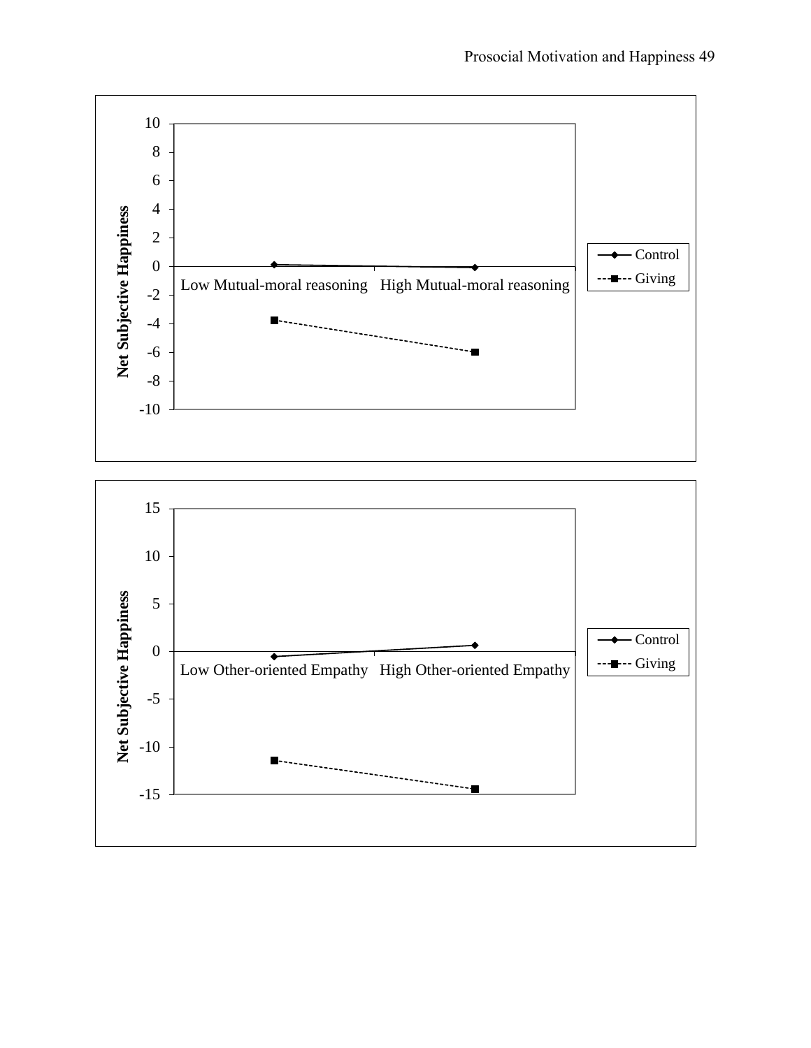Net Subjective Happiness

10
8
6
4
2
0
-2
-4
-6
-8
-10

Low Mutual-moral reasoning

High Mutual-moral reasoning

Control

Giving

Net Subjective Happiness

15
10
5
0
-5
-10
-15

Low Other-oriented Empathy

High Other-oriented Empathy

Control

Giving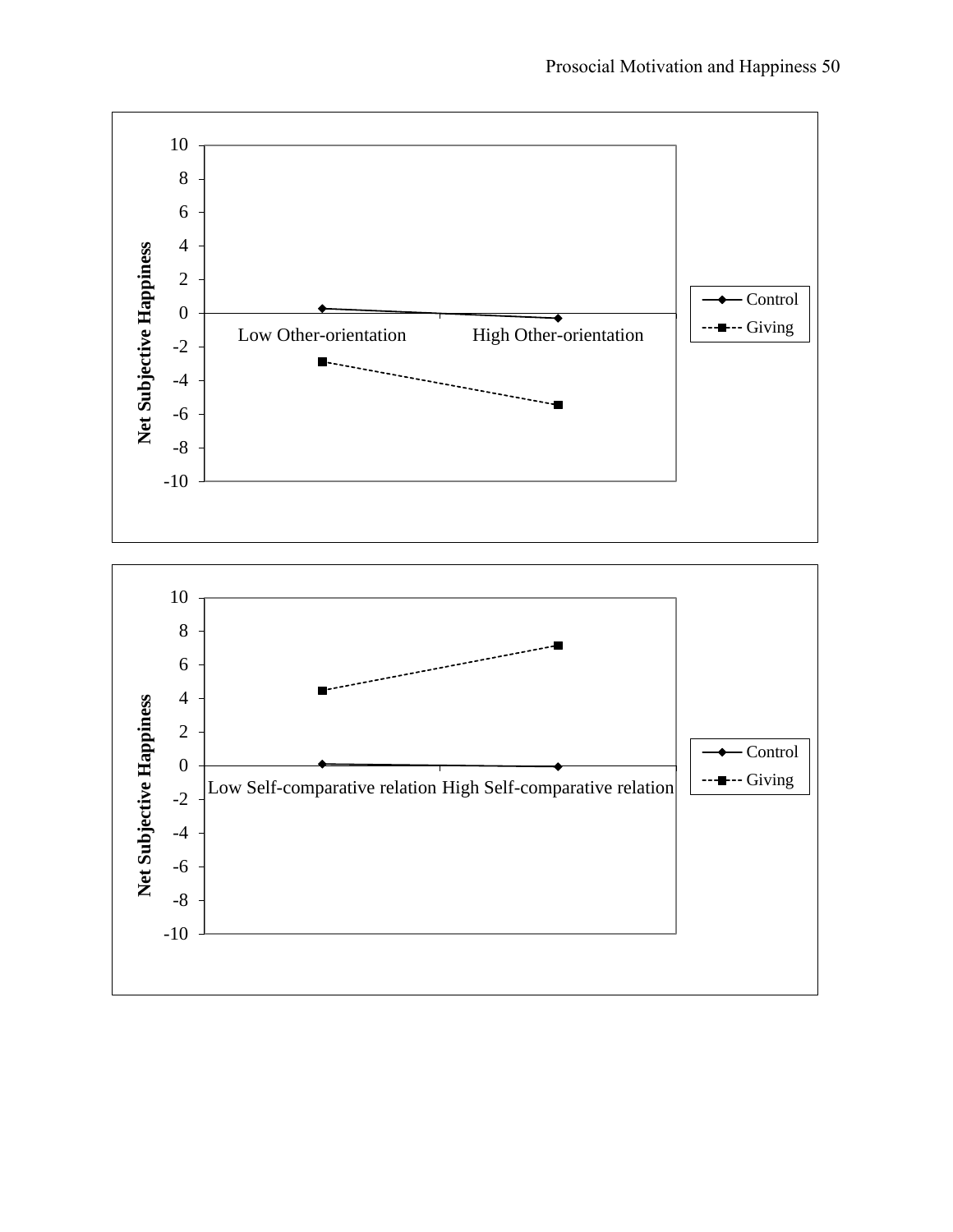10
8
6
4
2
0
-2
-4
-6
-8
-10

Net Subjective Happiness

Low Other-orientation

High Other-orientation

Control

Giving

10
8
6
4
2
0
-2
-4
-6
-8
-10

Net Subjective Happiness

Low Self-comparative relation

High Self-comparative relation

Control

Giving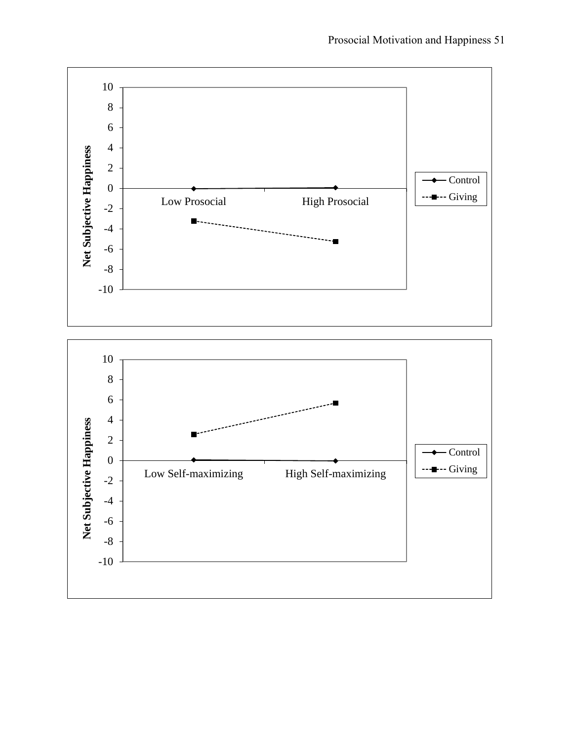10
8
6
4
2
0
-2
-4
-6
-8
-10

Net Subjective Happiness

Low Prosocial

High Prosocial

Control

Giving

10
8
6
4
2
0
-2
-4
-6
-8
-10

Net Subjective Happiness

Low Self-maximizing

High Self-maximizing

Control

Giving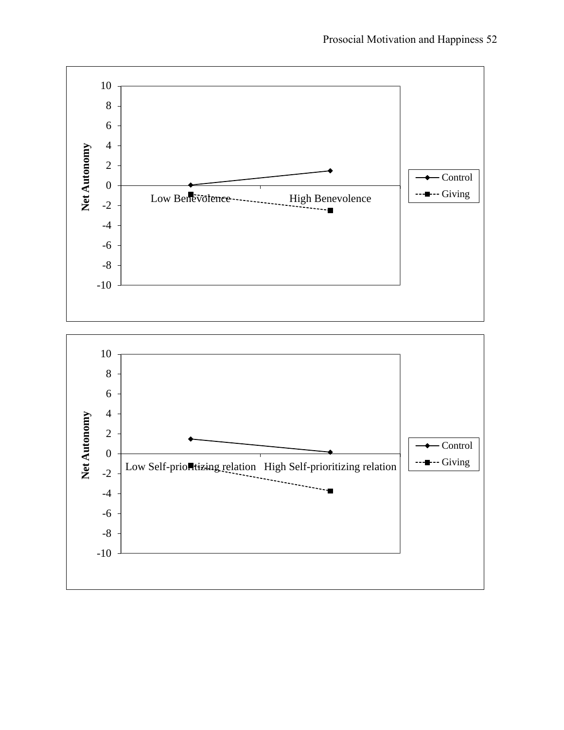10
8
6
4
2
0
-2
-4
-6
-8
-10

Net Autonomy

Low Benevolence

High Benevolence

Control

Giving

10
8
6
4
2
0
-2
-4
-6
-8
-10

Net Autonomy

Low Self-prioritizing relation

High Self-prioritizing relation

Control

Giving